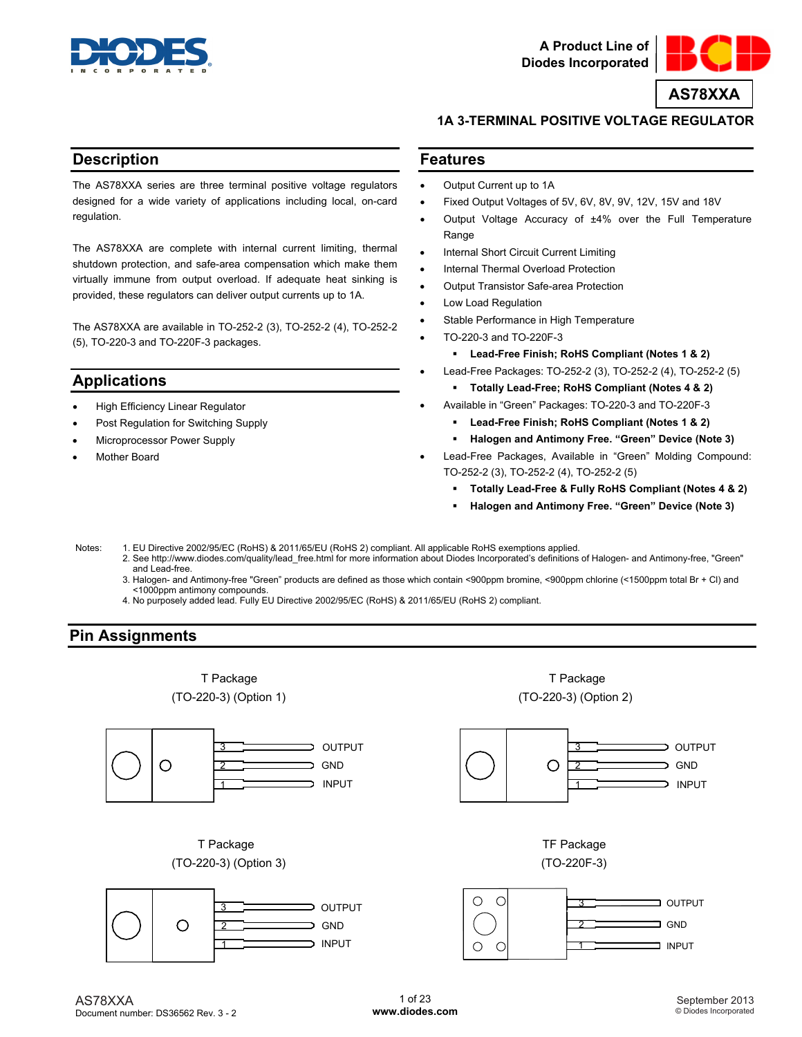A Product Line of
Diodes Incorporated

**AS78XXA**

**1A 3-TERMINAL POSITIVE VOLTAGE REGULATOR**

## Description

The AS78XXA series are three terminal positive voltage regulators designed for a wide variety of applications including local, on-card regulation.

The AS78XXA are complete with internal current limiting, thermal shutdown protection, and safe-area compensation which make them virtually immune from output overload. If adequate heat sinking is provided, these regulators can deliver output currents up to 1A.

The AS78XXA are available in TO-252-2 (3), TO-252-2 (4), TO-252-2 (5), TO-220-3 and TO-220F-3 packages.

## Applications

- High Efficiency Linear Regulator
- Post Regulation for Switching Supply
- Microprocessor Power Supply
- Mother Board

## Features

- Output Current up to 1A
- Fixed Output Voltages of 5V, 6V, 8V, 9V, 12V, 15V and 18V
- Output Voltage Accuracy of ±4% over the Full Temperature Range
- Internal Short Circuit Current Limiting
- Internal Thermal Overload Protection
- Output Transistor Safe-area Protection
- Low Load Regulation
- Stable Performance in High Temperature
- TO-220-3 and TO-220F-3
  - **Lead-Free Finish; RoHS Compliant (Notes 1 & 2)**
- Lead-Free Packages: TO-252-2 (3), TO-252-2 (4), TO-252-2 (5)
  - **Totally Lead-Free; RoHS Compliant (Notes 4 & 2)**
- Available in "Green" Packages: TO-220-3 and TO-220F-3
  - **Lead-Free Finish; RoHS Compliant (Notes 1 & 2)**
  - **Halogen and Antimony Free. "Green" Device (Note 3)**
- Lead-Free Packages, Available in "Green" Molding Compound: TO-252-2 (3), TO-252-2 (4), TO-252-2 (5)
  - **Totally Lead-Free & Fully RoHS Compliant (Notes 4 & 2)**
  - **Halogen and Antimony Free. "Green" Device (Note 3)**

Notes:
1. EU Directive 2002/95/EC (RoHS) & 2011/65/EU (RoHS 2) compliant. All applicable RoHS exemptions applied.
2. See http://www.diodes.com/quality/lead_free.html for more information about Diodes Incorporated's definitions of Halogen- and Antimony-free, "Green" and Lead-free.
3. Halogen- and Antimony-free "Green" products are defined as those which contain <900ppm bromine, <900ppm chlorine (<1500ppm total Br + Cl) and <1000ppm antimony compounds.
4. No purposely added lead. Fully EU Directive 2002/95/EC (RoHS) & 2011/65/EU (RoHS 2) compliant.

## Pin Assignments

T Package
(TO-220-3) (Option 1)

| Pin | Function |
|---|---|
| 3 | OUTPUT |
| 2 | GND |
| 1 | INPUT |

T Package
(TO-220-3) (Option 2)

| Pin | Function |
|---|---|
| 3 | OUTPUT |
| 2 | GND |
| 1 | INPUT |

T Package
(TO-220-3) (Option 3)

| Pin | Function |
|---|---|
| 3 | OUTPUT |
| 2 | GND |
| 1 | INPUT |

TF Package
(TO-220F-3)

| Pin | Function |
|---|---|
| 3 | OUTPUT |
| 2 | GND |
| 1 | INPUT |

AS78XXA
Document number: DS36562 Rev. 3 - 2

September 2013
© Diodes Incorporated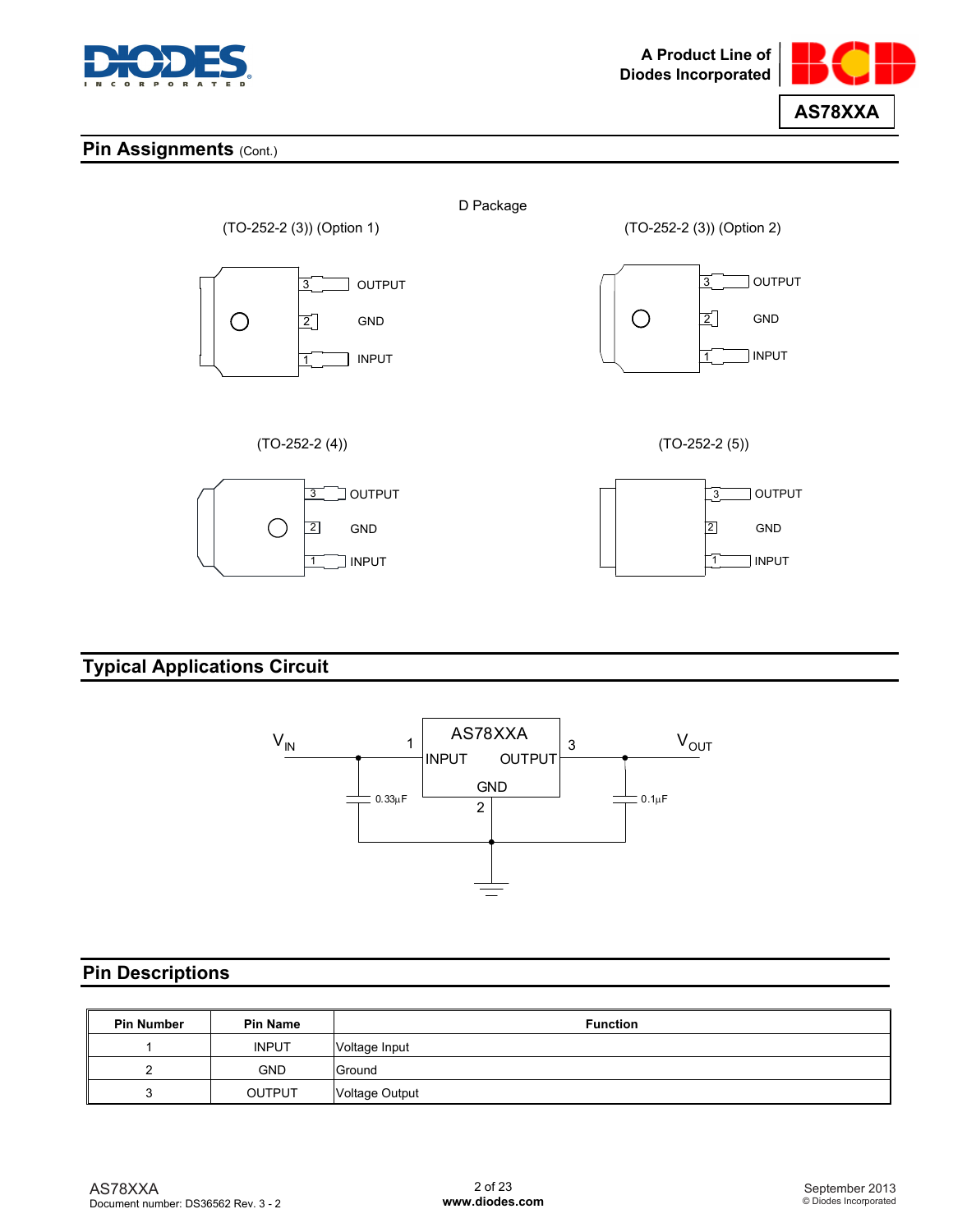## Pin Assignments (Cont.)

D Package

(TO-252-2 (3)) (Option 1)

3 OUTPUT
2 GND
1 INPUT

(TO-252-2 (3)) (Option 2)

3 OUTPUT
2 GND
1 INPUT

(TO-252-2 (4))

3 OUTPUT
2 GND
1 INPUT

(TO-252-2 (5))

3 OUTPUT
2 GND
1 INPUT

## Typical Applications Circuit

$V_{IN}$ — 1 INPUT — AS78XXA — OUTPUT 3 — $V_{OUT}$

GND 2

0.33µF

0.1µF

## Pin Descriptions

| Pin Number | Pin Name | Function |
|---|---|---|
| 1 | INPUT | Voltage Input |
| 2 | GND | Ground |
| 3 | OUTPUT | Voltage Output |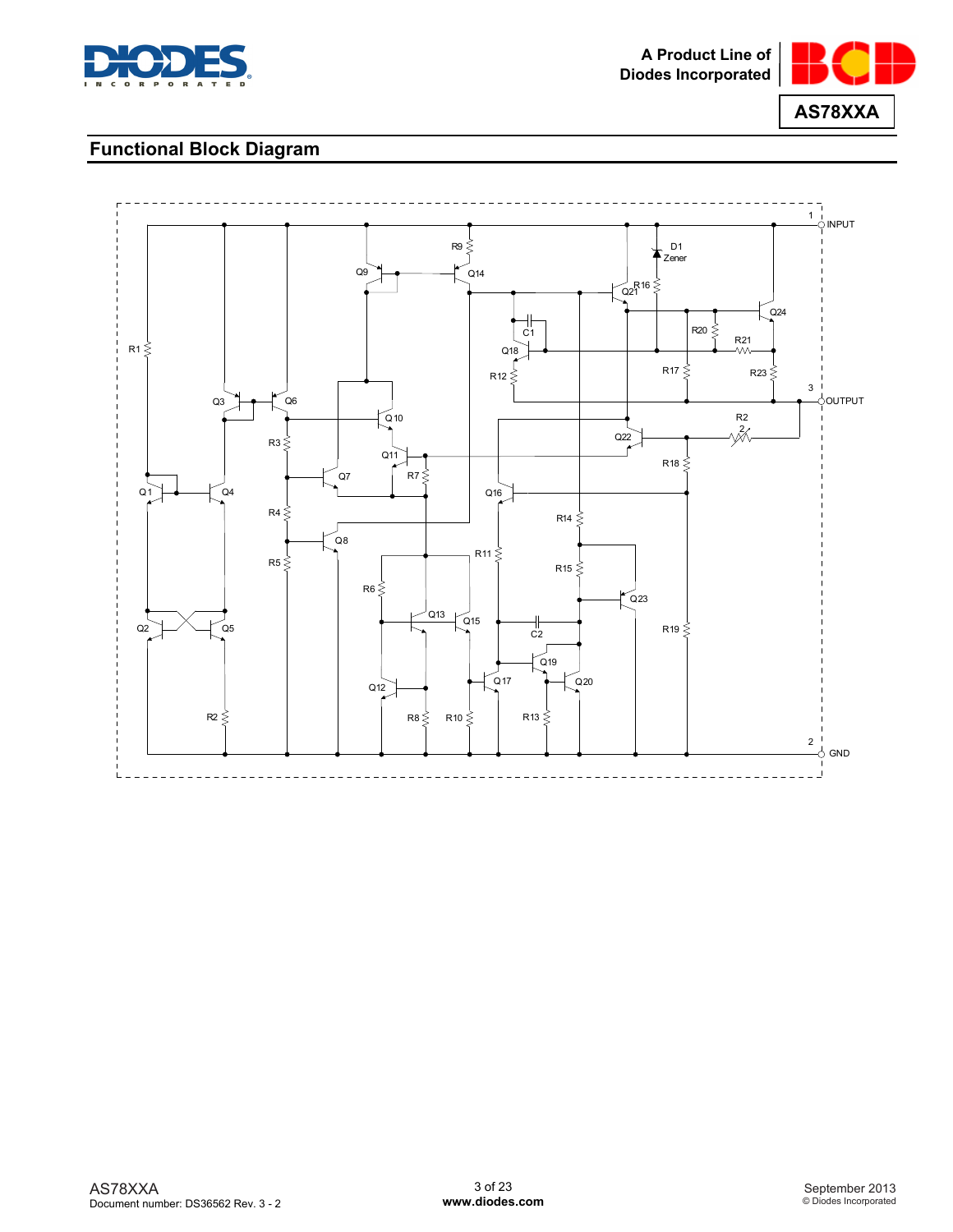## Functional Block Diagram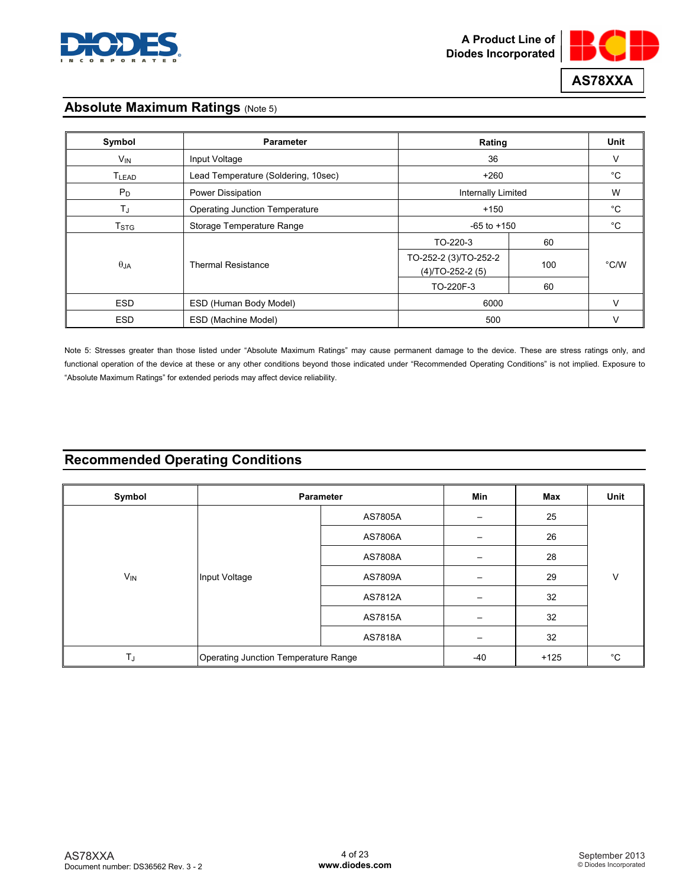## Absolute Maximum Ratings (Note 5)

| Symbol | Parameter | Rating | | Unit |
|---|---|---|---|---|
| $V_{IN}$ | Input Voltage | 36 | | V |
| $T_{LEAD}$ | Lead Temperature (Soldering, 10sec) | +260 | | °C |
| $P_D$ | Power Dissipation | Internally Limited | | W |
| $T_J$ | Operating Junction Temperature | +150 | | °C |
| $T_{STG}$ | Storage Temperature Range | -65 to +150 | | °C |
| $\theta_{JA}$ | Thermal Resistance | TO-220-3 | 60 | °C/W |
| | | TO-252-2 (3)/TO-252-2 (4)/TO-252-2 (5) | 100 | |
| | | TO-220F-3 | 60 | |
| ESD | ESD (Human Body Model) | 6000 | | V |
| ESD | ESD (Machine Model) | 500 | | V |

Note 5: Stresses greater than those listed under "Absolute Maximum Ratings" may cause permanent damage to the device. These are stress ratings only, and functional operation of the device at these or any other conditions beyond those indicated under "Recommended Operating Conditions" is not implied. Exposure to "Absolute Maximum Ratings" for extended periods may affect device reliability.

## Recommended Operating Conditions

| Symbol | Parameter | | Min | Max | Unit |
|---|---|---|---|---|---|
| $V_{IN}$ | Input Voltage | AS7805A | – | 25 | V |
| | | AS7806A | – | 26 | |
| | | AS7808A | – | 28 | |
| | | AS7809A | – | 29 | |
| | | AS7812A | – | 32 | |
| | | AS7815A | – | 32 | |
| | | AS7818A | – | 32 | |
| $T_J$ | Operating Junction Temperature Range | | -40 | +125 | °C |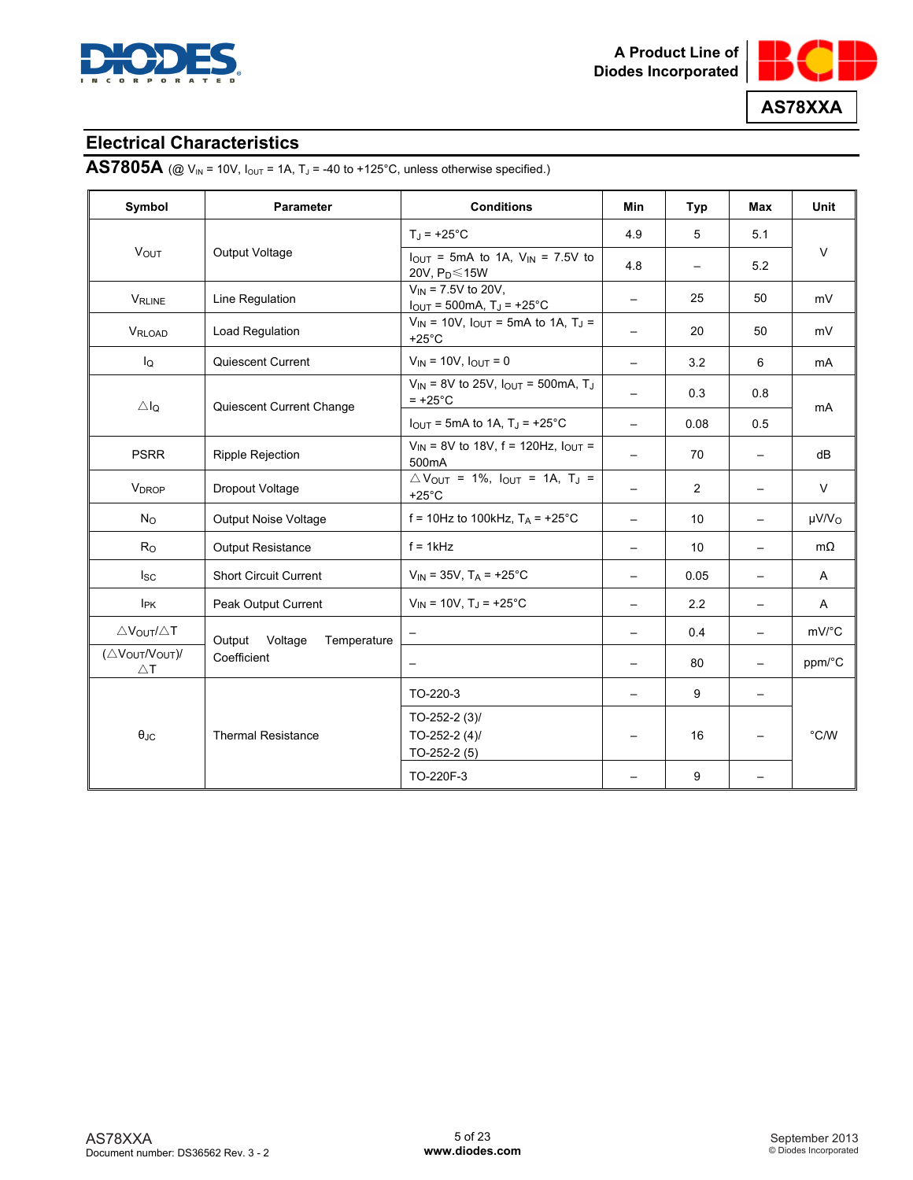## Electrical Characteristics

**AS7805A** (@ $V_{IN}$ = 10V, $I_{OUT}$ = 1A, $T_J$ = -40 to +125°C, unless otherwise specified.)

| Symbol | Parameter | Conditions | Min | Typ | Max | Unit |
|---|---|---|---|---|---|---|
| $V_{OUT}$ | Output Voltage | $T_J$ = +25°C | 4.9 | 5 | 5.1 | V |
| | | $I_{OUT}$ = 5mA to 1A, $V_{IN}$ = 7.5V to 20V, $P_D$≤15W | 4.8 | – | 5.2 | |
| $V_{RLINE}$ | Line Regulation | $V_{IN}$ = 7.5V to 20V, $I_{OUT}$ = 500mA, $T_J$ = +25°C | – | 25 | 50 | mV |
| $V_{RLOAD}$ | Load Regulation | $V_{IN}$ = 10V, $I_{OUT}$ = 5mA to 1A, $T_J$ = +25°C | – | 20 | 50 | mV |
| $I_Q$ | Quiescent Current | $V_{IN}$ = 10V, $I_{OUT}$ = 0 | – | 3.2 | 6 | mA |
| △$I_Q$ | Quiescent Current Change | $V_{IN}$ = 8V to 25V, $I_{OUT}$ = 500mA, $T_J$ = +25°C | – | 0.3 | 0.8 | mA |
| | | $I_{OUT}$ = 5mA to 1A, $T_J$ = +25°C | – | 0.08 | 0.5 | |
| PSRR | Ripple Rejection | $V_{IN}$ = 8V to 18V, f = 120Hz, $I_{OUT}$ = 500mA | – | 70 | – | dB |
| $V_{DROP}$ | Dropout Voltage | △$V_{OUT}$ = 1%, $I_{OUT}$ = 1A, $T_J$ = +25°C | – | 2 | – | V |
| $N_O$ | Output Noise Voltage | f = 10Hz to 100kHz, $T_A$ = +25°C | – | 10 | – | μV/$V_O$ |
| $R_O$ | Output Resistance | f = 1kHz | – | 10 | – | mΩ |
| $I_{SC}$ | Short Circuit Current | $V_{IN}$ = 35V, $T_A$ = +25°C | – | 0.05 | – | A |
| $I_{PK}$ | Peak Output Current | $V_{IN}$ = 10V, $T_J$ = +25°C | – | 2.2 | – | A |
| △$V_{OUT}$/△T | Output Voltage Temperature Coefficient | – | – | 0.4 | – | mV/°C |
| (△$V_{OUT}$/$V_{OUT}$)/△T | | – | – | 80 | – | ppm/°C |
| $θ_{JC}$ | Thermal Resistance | TO-220-3 | – | 9 | – | °C/W |
| | | TO-252-2 (3)/ TO-252-2 (4)/ TO-252-2 (5) | – | 16 | – | |
| | | TO-220F-3 | – | 9 | – | |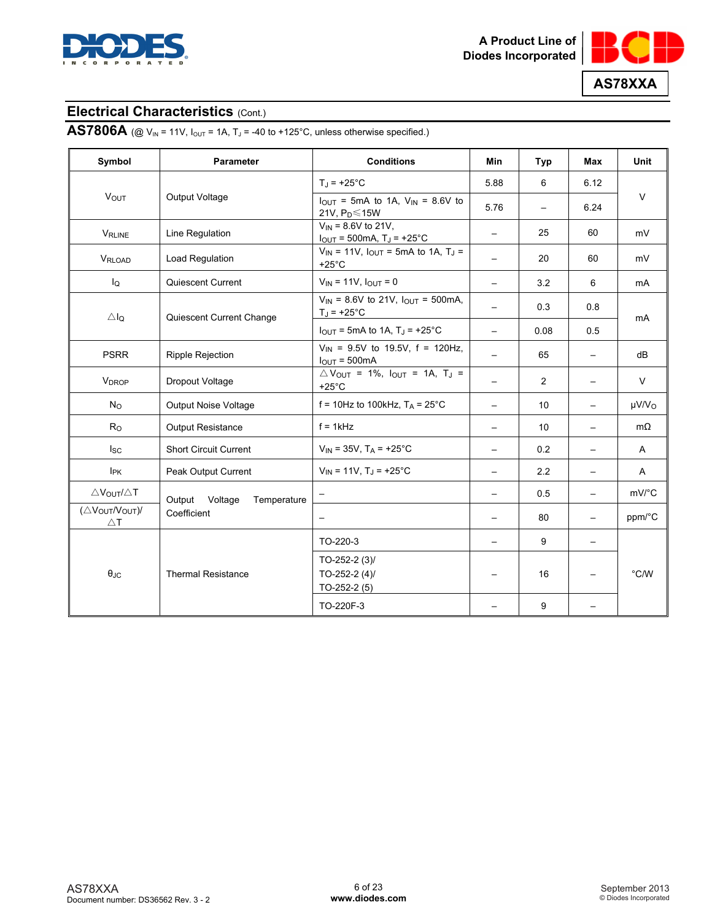## Electrical Characteristics (Cont.)

**AS7806A** (@ $V_{IN}$ = 11V, $I_{OUT}$ = 1A, $T_J$ = -40 to +125°C, unless otherwise specified.)

| Symbol | Parameter | Conditions | Min | Typ | Max | Unit |
|---|---|---|---|---|---|---|
| $V_{OUT}$ | Output Voltage | $T_J$ = +25°C | 5.88 | 6 | 6.12 | V |
| | | $I_{OUT}$ = 5mA to 1A, $V_{IN}$ = 8.6V to 21V, $P_D$≤15W | 5.76 | – | 6.24 | |
| $V_{RLINE}$ | Line Regulation | $V_{IN}$ = 8.6V to 21V, $I_{OUT}$ = 500mA, $T_J$ = +25°C | – | 25 | 60 | mV |
| $V_{RLOAD}$ | Load Regulation | $V_{IN}$ = 11V, $I_{OUT}$ = 5mA to 1A, $T_J$ = +25°C | – | 20 | 60 | mV |
| $I_Q$ | Quiescent Current | $V_{IN}$ = 11V, $I_{OUT}$ = 0 | – | 3.2 | 6 | mA |
| $\triangle I_Q$ | Quiescent Current Change | $V_{IN}$ = 8.6V to 21V, $I_{OUT}$ = 500mA, $T_J$ = +25°C | – | 0.3 | 0.8 | mA |
| | | $I_{OUT}$ = 5mA to 1A, $T_J$ = +25°C | – | 0.08 | 0.5 | |
| PSRR | Ripple Rejection | $V_{IN}$ = 9.5V to 19.5V, f = 120Hz, $I_{OUT}$ = 500mA | – | 65 | – | dB |
| $V_{DROP}$ | Dropout Voltage | $\triangle V_{OUT}$ = 1%, $I_{OUT}$ = 1A, $T_J$ = +25°C | – | 2 | – | V |
| $N_O$ | Output Noise Voltage | f = 10Hz to 100kHz, $T_A$ = 25°C | – | 10 | – | μV/$V_O$ |
| $R_O$ | Output Resistance | f = 1kHz | – | 10 | – | mΩ |
| $I_{SC}$ | Short Circuit Current | $V_{IN}$ = 35V, $T_A$ = +25°C | – | 0.2 | – | A |
| $I_{PK}$ | Peak Output Current | $V_{IN}$ = 11V, $T_J$ = +25°C | – | 2.2 | – | A |
| $\triangle V_{OUT}/\triangle T$ | Output Voltage Temperature Coefficient | – | – | 0.5 | – | mV/°C |
| $(\triangle V_{OUT}/V_{OUT})/\triangle T$ | | – | – | 80 | – | ppm/°C |
| $\theta_{JC}$ | Thermal Resistance | TO-220-3 | – | 9 | – | °C/W |
| | | TO-252-2 (3)/ TO-252-2 (4)/ TO-252-2 (5) | – | 16 | – | |
| | | TO-220F-3 | – | 9 | – | |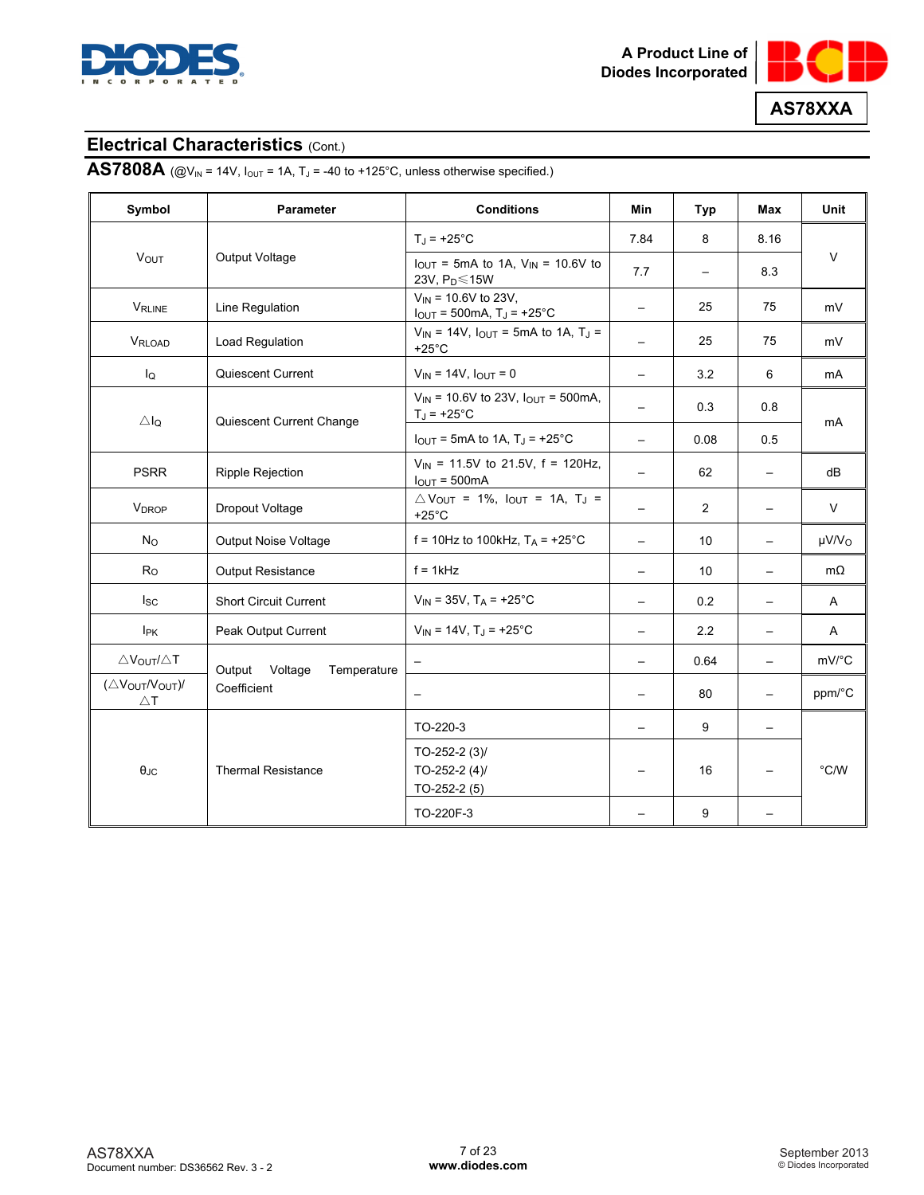## Electrical Characteristics (Cont.)

**AS7808A** (@$V_{IN}$ = 14V, $I_{OUT}$ = 1A, $T_J$ = -40 to +125°C, unless otherwise specified.)

| Symbol | Parameter | Conditions | Min | Typ | Max | Unit |
|---|---|---|---|---|---|---|
| $V_{OUT}$ | Output Voltage | $T_J$ = +25°C | 7.84 | 8 | 8.16 | V |
| | | $I_{OUT}$ = 5mA to 1A, $V_{IN}$ = 10.6V to 23V, $P_D$≤15W | 7.7 | – | 8.3 | |
| $V_{RLINE}$ | Line Regulation | $V_{IN}$ = 10.6V to 23V, $I_{OUT}$ = 500mA, $T_J$ = +25°C | – | 25 | 75 | mV |
| $V_{RLOAD}$ | Load Regulation | $V_{IN}$ = 14V, $I_{OUT}$ = 5mA to 1A, $T_J$ = +25°C | – | 25 | 75 | mV |
| $I_Q$ | Quiescent Current | $V_{IN}$ = 14V, $I_{OUT}$ = 0 | – | 3.2 | 6 | mA |
| $\triangle I_Q$ | Quiescent Current Change | $V_{IN}$ = 10.6V to 23V, $I_{OUT}$ = 500mA, $T_J$ = +25°C | – | 0.3 | 0.8 | mA |
| | | $I_{OUT}$ = 5mA to 1A, $T_J$ = +25°C | – | 0.08 | 0.5 | |
| PSRR | Ripple Rejection | $V_{IN}$ = 11.5V to 21.5V, f = 120Hz, $I_{OUT}$ = 500mA | – | 62 | – | dB |
| $V_{DROP}$ | Dropout Voltage | $\triangle V_{OUT}$ = 1%, $I_{OUT}$ = 1A, $T_J$ = +25°C | – | 2 | – | V |
| $N_O$ | Output Noise Voltage | f = 10Hz to 100kHz, $T_A$ = +25°C | – | 10 | – | μV/$V_O$ |
| $R_O$ | Output Resistance | f = 1kHz | – | 10 | – | mΩ |
| $I_{SC}$ | Short Circuit Current | $V_{IN}$ = 35V, $T_A$ = +25°C | – | 0.2 | – | A |
| $I_{PK}$ | Peak Output Current | $V_{IN}$ = 14V, $T_J$ = +25°C | – | 2.2 | – | A |
| $\triangle V_{OUT}/\triangle T$ | Output Voltage Temperature Coefficient | – | – | 0.64 | – | mV/°C |
| $(\triangle V_{OUT}/V_{OUT})/\triangle T$ | | – | – | 80 | – | ppm/°C |
| $\theta_{JC}$ | Thermal Resistance | TO-220-3 | – | 9 | – | °C/W |
| | | TO-252-2 (3)/ TO-252-2 (4)/ TO-252-2 (5) | – | 16 | – | |
| | | TO-220F-3 | – | 9 | – | |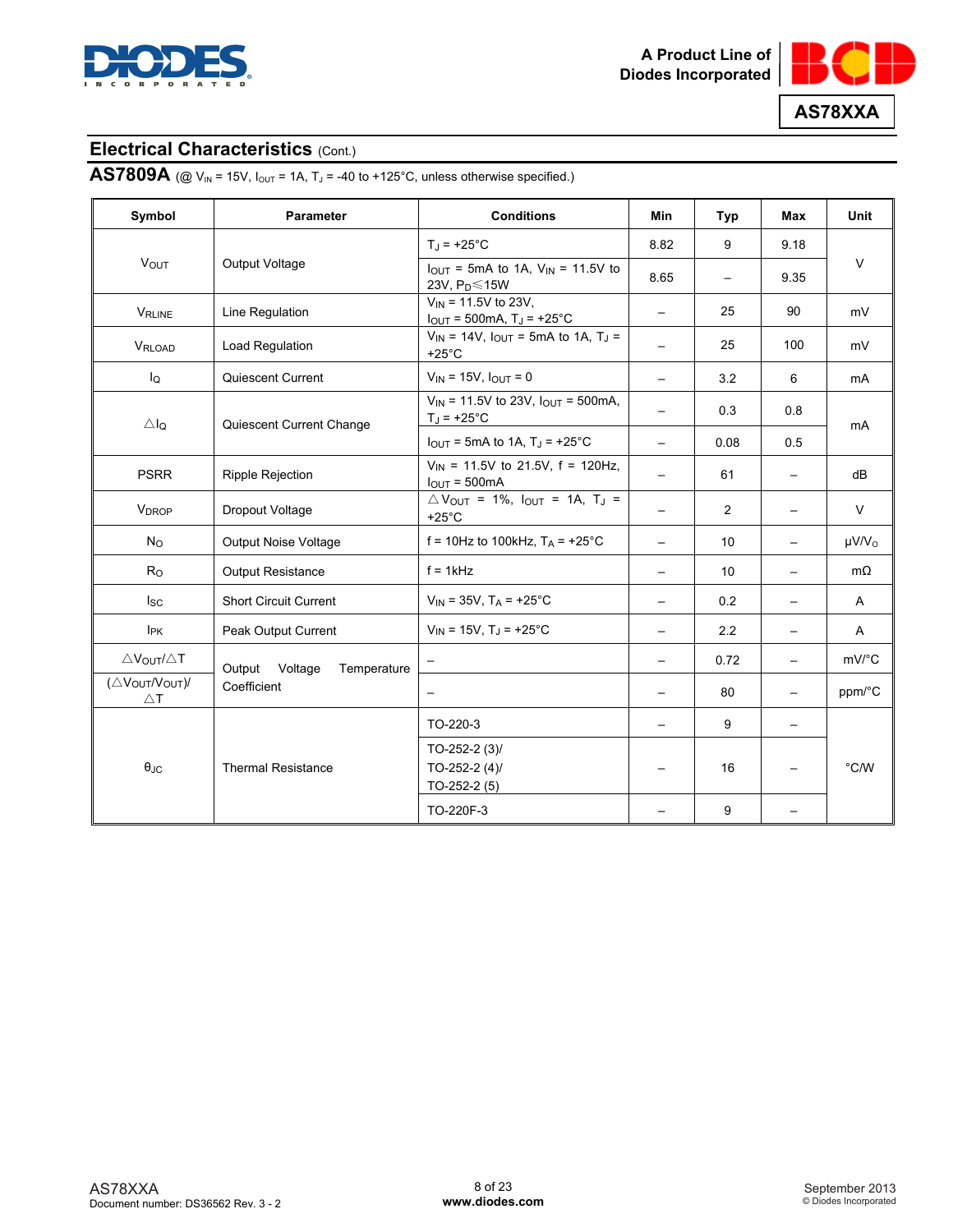## Electrical Characteristics (Cont.)

**AS7809A** (@ $V_{IN}$ = 15V, $I_{OUT}$ = 1A, $T_J$ = -40 to +125°C, unless otherwise specified.)

| Symbol | Parameter | Conditions | Min | Typ | Max | Unit |
|---|---|---|---|---|---|---|
| $V_{OUT}$ | Output Voltage | $T_J$ = +25°C | 8.82 | 9 | 9.18 | V |
| | | $I_{OUT}$ = 5mA to 1A, $V_{IN}$ = 11.5V to 23V, $P_D$ ≤15W | 8.65 | – | 9.35 | |
| $V_{RLINE}$ | Line Regulation | $V_{IN}$ = 11.5V to 23V, $I_{OUT}$ = 500mA, $T_J$ = +25°C | – | 25 | 90 | mV |
| $V_{RLOAD}$ | Load Regulation | $V_{IN}$ = 14V, $I_{OUT}$ = 5mA to 1A, $T_J$ = +25°C | – | 25 | 100 | mV |
| $I_Q$ | Quiescent Current | $V_{IN}$ = 15V, $I_{OUT}$ = 0 | – | 3.2 | 6 | mA |
| $\triangle I_Q$ | Quiescent Current Change | $V_{IN}$ = 11.5V to 23V, $I_{OUT}$ = 500mA, $T_J$ = +25°C | – | 0.3 | 0.8 | mA |
| | | $I_{OUT}$ = 5mA to 1A, $T_J$ = +25°C | – | 0.08 | 0.5 | |
| PSRR | Ripple Rejection | $V_{IN}$ = 11.5V to 21.5V, f = 120Hz, $I_{OUT}$ = 500mA | – | 61 | – | dB |
| $V_{DROP}$ | Dropout Voltage | $\triangle V_{OUT}$ = 1%, $I_{OUT}$ = 1A, $T_J$ = +25°C | – | 2 | – | V |
| $N_O$ | Output Noise Voltage | f = 10Hz to 100kHz, $T_A$ = +25°C | – | 10 | – | μV/$V_O$ |
| $R_O$ | Output Resistance | f = 1kHz | – | 10 | – | mΩ |
| $I_{SC}$ | Short Circuit Current | $V_{IN}$ = 35V, $T_A$ = +25°C | – | 0.2 | – | A |
| $I_{PK}$ | Peak Output Current | $V_{IN}$ = 15V, $T_J$ = +25°C | – | 2.2 | – | A |
| $\triangle V_{OUT}/\triangle T$ | Output Voltage Temperature Coefficient | – | – | 0.72 | – | mV/°C |
| $(\triangle V_{OUT}/V_{OUT})/\triangle T$ | | – | – | 80 | – | ppm/°C |
| $\theta_{JC}$ | Thermal Resistance | TO-220-3 | – | 9 | – | °C/W |
| | | TO-252-2 (3)/ TO-252-2 (4)/ TO-252-2 (5) | – | 16 | – | |
| | | TO-220F-3 | – | 9 | – | |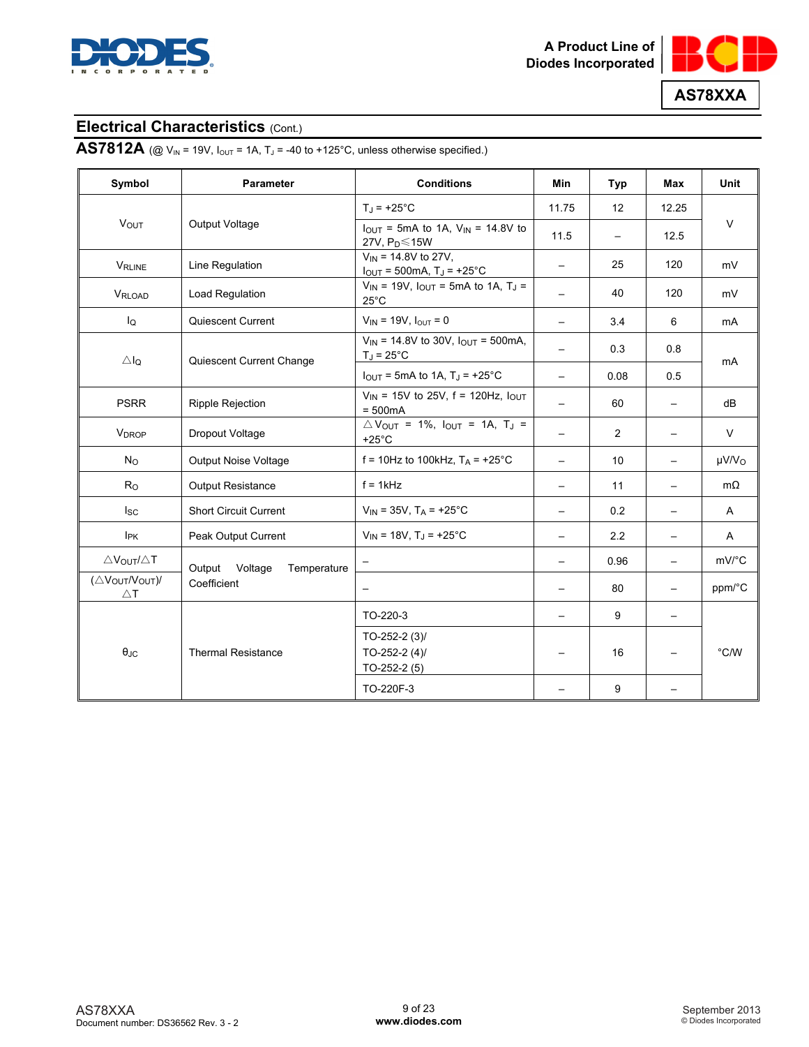## Electrical Characteristics (Cont.)

**AS7812A** (@ $V_{IN}$ = 19V, $I_{OUT}$ = 1A, $T_J$ = -40 to +125°C, unless otherwise specified.)

| Symbol | Parameter | Conditions | Min | Typ | Max | Unit |
|---|---|---|---|---|---|---|
| $V_{OUT}$ | Output Voltage | $T_J$ = +25°C | 11.75 | 12 | 12.25 | V |
| | | $I_{OUT}$ = 5mA to 1A, $V_{IN}$ = 14.8V to 27V, $P_D$≤15W | 11.5 | – | 12.5 | |
| $V_{RLINE}$ | Line Regulation | $V_{IN}$ = 14.8V to 27V, $I_{OUT}$ = 500mA, $T_J$ = +25°C | – | 25 | 120 | mV |
| $V_{RLOAD}$ | Load Regulation | $V_{IN}$ = 19V, $I_{OUT}$ = 5mA to 1A, $T_J$ = 25°C | – | 40 | 120 | mV |
| $I_Q$ | Quiescent Current | $V_{IN}$ = 19V, $I_{OUT}$ = 0 | – | 3.4 | 6 | mA |
| △$I_Q$ | Quiescent Current Change | $V_{IN}$ = 14.8V to 30V, $I_{OUT}$ = 500mA, $T_J$ = 25°C | – | 0.3 | 0.8 | mA |
| | | $I_{OUT}$ = 5mA to 1A, $T_J$ = +25°C | – | 0.08 | 0.5 | |
| PSRR | Ripple Rejection | $V_{IN}$ = 15V to 25V, f = 120Hz, $I_{OUT}$ = 500mA | – | 60 | – | dB |
| $V_{DROP}$ | Dropout Voltage | △$V_{OUT}$ = 1%, $I_{OUT}$ = 1A, $T_J$ = +25°C | – | 2 | – | V |
| $N_O$ | Output Noise Voltage | f = 10Hz to 100kHz, $T_A$ = +25°C | – | 10 | – | μV/$V_O$ |
| $R_O$ | Output Resistance | f = 1kHz | – | 11 | – | mΩ |
| $I_{SC}$ | Short Circuit Current | $V_{IN}$ = 35V, $T_A$ = +25°C | – | 0.2 | – | A |
| $I_{PK}$ | Peak Output Current | $V_{IN}$ = 18V, $T_J$ = +25°C | – | 2.2 | – | A |
| △$V_{OUT}$/△T | Output Voltage Temperature Coefficient | – | – | 0.96 | – | mV/°C |
| (△$V_{OUT}$/$V_{OUT}$)/△T | | – | – | 80 | – | ppm/°C |
| $θ_{JC}$ | Thermal Resistance | TO-220-3 | – | 9 | – | °C/W |
| | | TO-252-2 (3)/ TO-252-2 (4)/ TO-252-2 (5) | – | 16 | – | |
| | | TO-220F-3 | – | 9 | – | |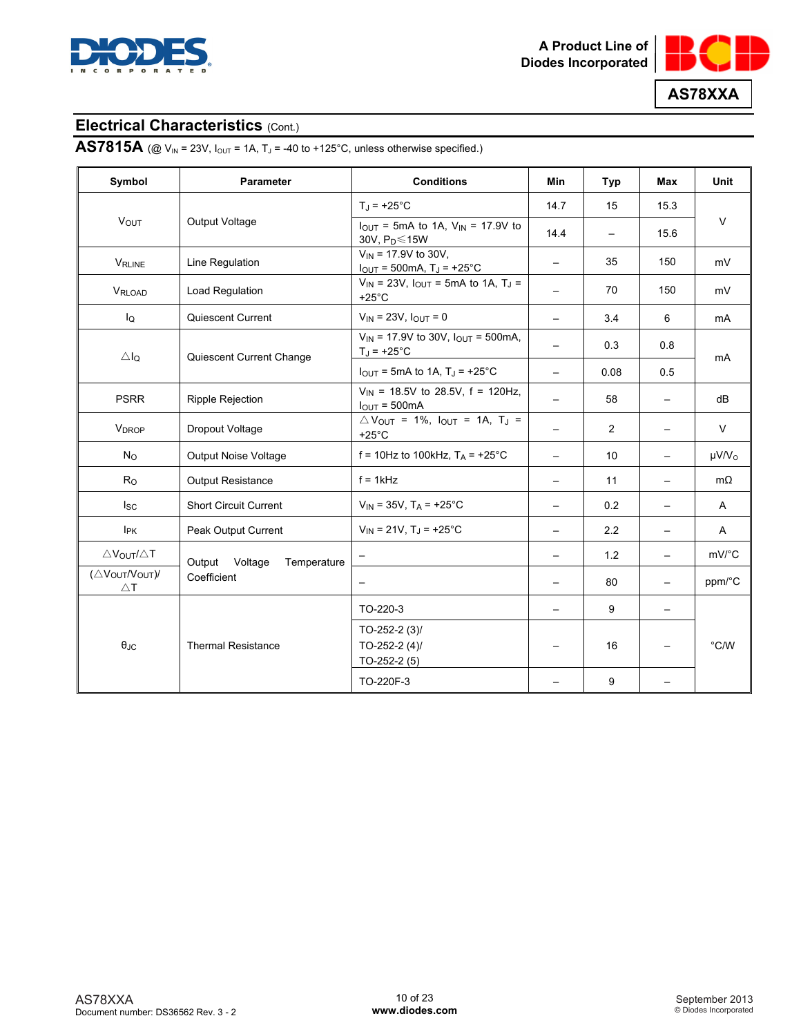## Electrical Characteristics (Cont.)

**AS7815A** (@ $V_{IN}$ = 23V, $I_{OUT}$ = 1A, $T_J$ = -40 to +125°C, unless otherwise specified.)

| Symbol | Parameter | Conditions | Min | Typ | Max | Unit |
|---|---|---|---|---|---|---|
| $V_{OUT}$ | Output Voltage | $T_J$ = +25°C | 14.7 | 15 | 15.3 | V |
| | | $I_{OUT}$ = 5mA to 1A, $V_{IN}$ = 17.9V to 30V, $P_D$≤15W | 14.4 | – | 15.6 | |
| $V_{RLINE}$ | Line Regulation | $V_{IN}$ = 17.9V to 30V, $I_{OUT}$ = 500mA, $T_J$ = +25°C | – | 35 | 150 | mV |
| $V_{RLOAD}$ | Load Regulation | $V_{IN}$ = 23V, $I_{OUT}$ = 5mA to 1A, $T_J$ = +25°C | – | 70 | 150 | mV |
| $I_Q$ | Quiescent Current | $V_{IN}$ = 23V, $I_{OUT}$ = 0 | – | 3.4 | 6 | mA |
| △$I_Q$ | Quiescent Current Change | $V_{IN}$ = 17.9V to 30V, $I_{OUT}$ = 500mA, $T_J$ = +25°C | – | 0.3 | 0.8 | mA |
| | | $I_{OUT}$ = 5mA to 1A, $T_J$ = +25°C | – | 0.08 | 0.5 | |
| PSRR | Ripple Rejection | $V_{IN}$ = 18.5V to 28.5V, f = 120Hz, $I_{OUT}$ = 500mA | – | 58 | – | dB |
| $V_{DROP}$ | Dropout Voltage | △$V_{OUT}$ = 1%, $I_{OUT}$ = 1A, $T_J$ = +25°C | – | 2 | – | V |
| $N_O$ | Output Noise Voltage | f = 10Hz to 100kHz, $T_A$ = +25°C | – | 10 | – | μV/$V_O$ |
| $R_O$ | Output Resistance | f = 1kHz | – | 11 | – | mΩ |
| $I_{SC}$ | Short Circuit Current | $V_{IN}$ = 35V, $T_A$ = +25°C | – | 0.2 | – | A |
| $I_{PK}$ | Peak Output Current | $V_{IN}$ = 21V, $T_J$ = +25°C | – | 2.2 | – | A |
| △$V_{OUT}$/△T | Output Voltage Temperature Coefficient | – | – | 1.2 | – | mV/°C |
| (△$V_{OUT}$/$V_{OUT}$)/△T | | – | – | 80 | – | ppm/°C |
| $θ_{JC}$ | Thermal Resistance | TO-220-3 | – | 9 | – | °C/W |
| | | TO-252-2 (3)/ TO-252-2 (4)/ TO-252-2 (5) | – | 16 | – | |
| | | TO-220F-3 | – | 9 | – | |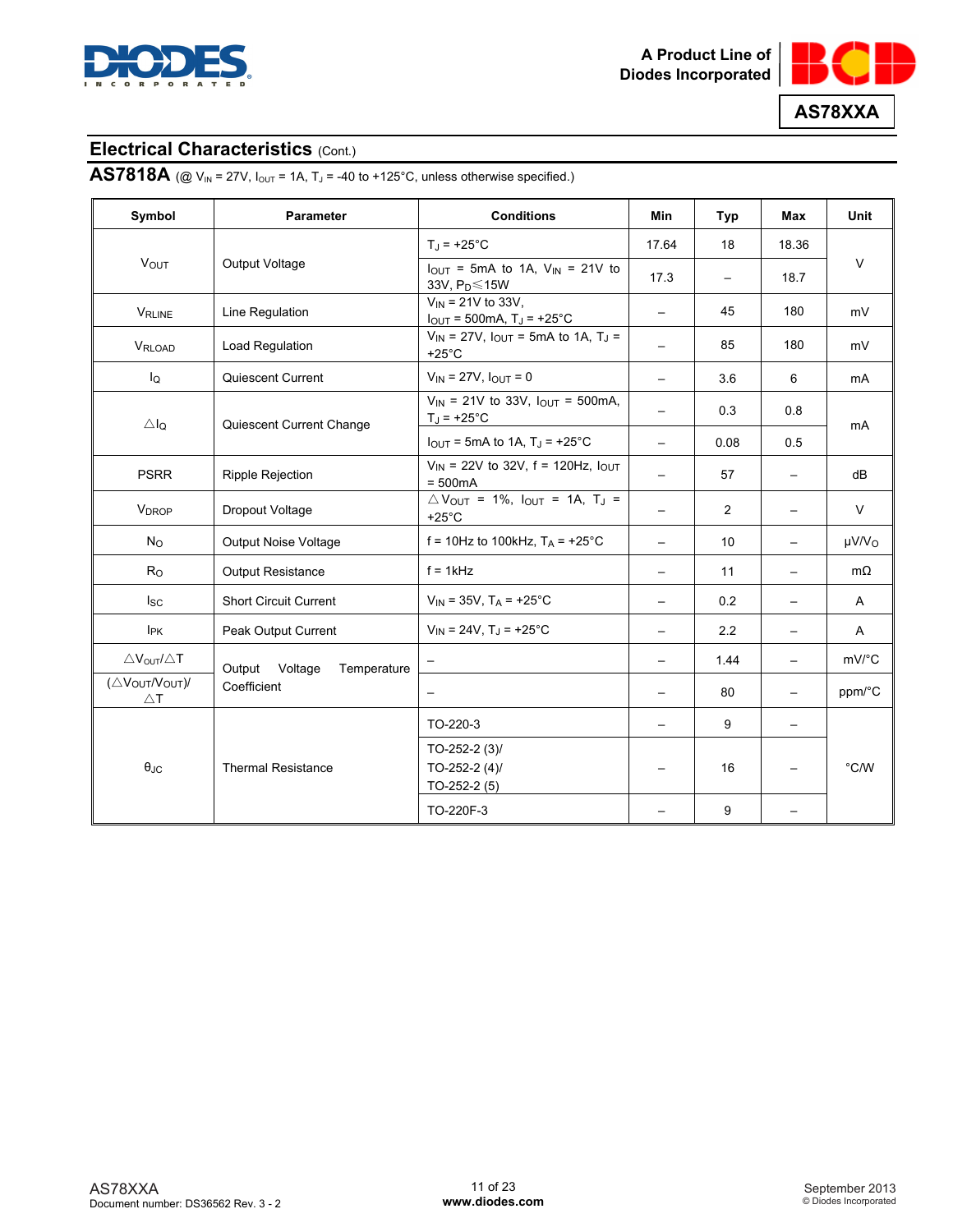## Electrical Characteristics (Cont.)

**AS7818A** (@ $V_{IN}$ = 27V, $I_{OUT}$ = 1A, $T_J$ = -40 to +125°C, unless otherwise specified.)

| Symbol | Parameter | Conditions | Min | Typ | Max | Unit |
|---|---|---|---|---|---|---|
| $V_{OUT}$ | Output Voltage | $T_J$ = +25°C | 17.64 | 18 | 18.36 | V |
| | | $I_{OUT}$ = 5mA to 1A, $V_{IN}$ = 21V to 33V, $P_D$≤15W | 17.3 | – | 18.7 | |
| $V_{RLINE}$ | Line Regulation | $V_{IN}$ = 21V to 33V, $I_{OUT}$ = 500mA, $T_J$ = +25°C | – | 45 | 180 | mV |
| $V_{RLOAD}$ | Load Regulation | $V_{IN}$ = 27V, $I_{OUT}$ = 5mA to 1A, $T_J$ = +25°C | – | 85 | 180 | mV |
| $I_Q$ | Quiescent Current | $V_{IN}$ = 27V, $I_{OUT}$ = 0 | – | 3.6 | 6 | mA |
| $\triangle I_Q$ | Quiescent Current Change | $V_{IN}$ = 21V to 33V, $I_{OUT}$ = 500mA, $T_J$ = +25°C | – | 0.3 | 0.8 | mA |
| | | $I_{OUT}$ = 5mA to 1A, $T_J$ = +25°C | – | 0.08 | 0.5 | |
| PSRR | Ripple Rejection | $V_{IN}$ = 22V to 32V, f = 120Hz, $I_{OUT}$ = 500mA | – | 57 | – | dB |
| $V_{DROP}$ | Dropout Voltage | $\triangle V_{OUT}$ = 1%, $I_{OUT}$ = 1A, $T_J$ = +25°C | – | 2 | – | V |
| $N_O$ | Output Noise Voltage | f = 10Hz to 100kHz, $T_A$ = +25°C | – | 10 | – | μV/$V_O$ |
| $R_O$ | Output Resistance | f = 1kHz | – | 11 | – | mΩ |
| $I_{SC}$ | Short Circuit Current | $V_{IN}$ = 35V, $T_A$ = +25°C | – | 0.2 | – | A |
| $I_{PK}$ | Peak Output Current | $V_{IN}$ = 24V, $T_J$ = +25°C | – | 2.2 | – | A |
| $\triangle V_{OUT}/\triangle T$ | Output Voltage Temperature Coefficient | – | – | 1.44 | – | mV/°C |
| $(\triangle V_{OUT}/V_{OUT})/\triangle T$ | | – | – | 80 | – | ppm/°C |
| $\theta_{JC}$ | Thermal Resistance | TO-220-3 | – | 9 | – | °C/W |
| | | TO-252-2 (3)/ TO-252-2 (4)/ TO-252-2 (5) | – | 16 | – | |
| | | TO-220F-3 | – | 9 | – | |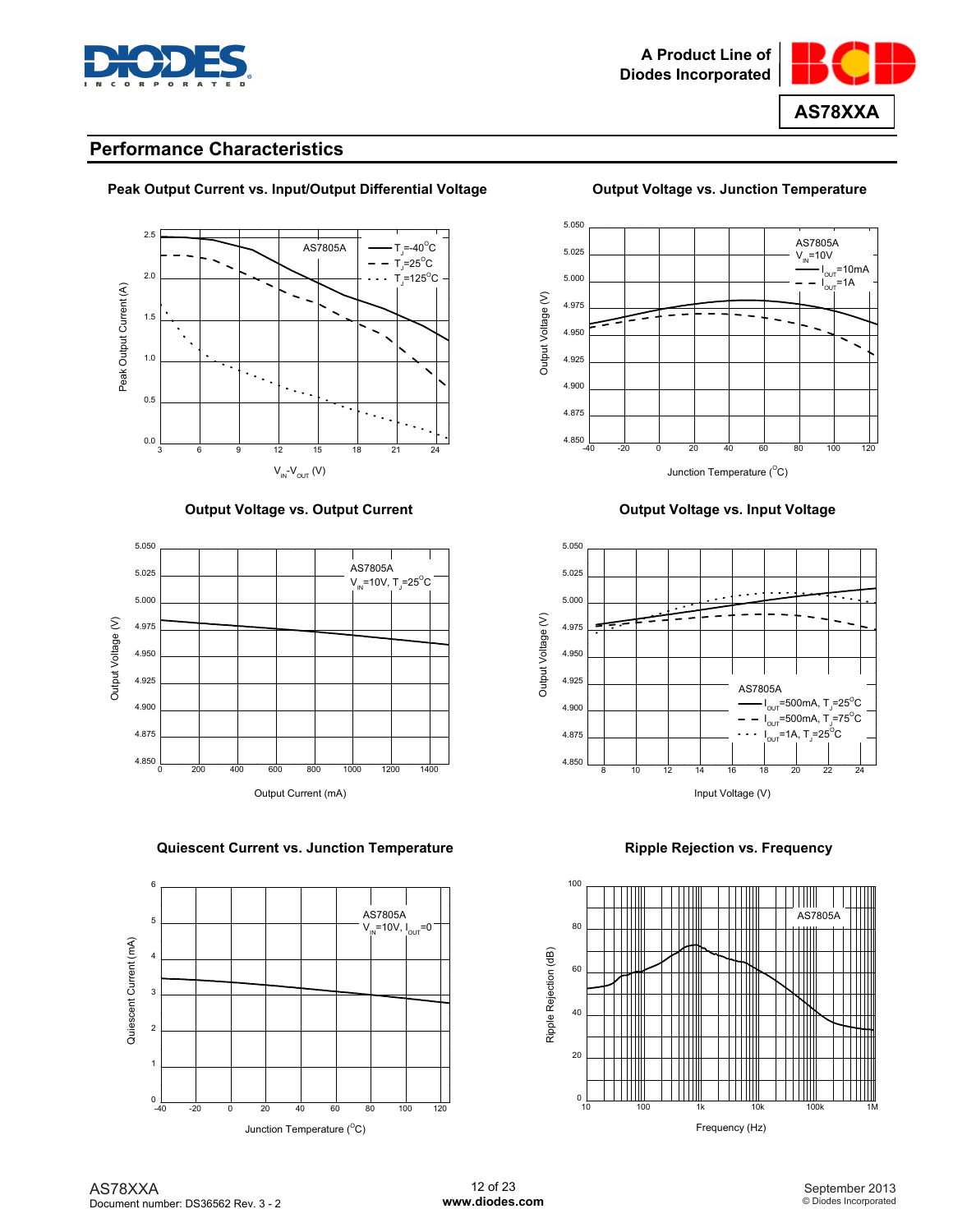## Performance Characteristics

**Peak Output Current vs. Input/Output Differential Voltage**

AS7805A

$T_J$=-40°C, $T_J$=25°C, $T_J$=125°C

Peak Output Current (A)

$V_{IN}$-$V_{OUT}$ (V)

**Output Voltage vs. Junction Temperature**

AS7805A

$V_{IN}$=10V

$I_{OUT}$=10mA, $I_{OUT}$=1A

Output Voltage (V)

Junction Temperature (°C)

**Output Voltage vs. Output Current**

AS7805A

$V_{IN}$=10V, $T_J$=25°C

Output Voltage (V)

Output Current (mA)

**Output Voltage vs. Input Voltage**

AS7805A

$I_{OUT}$=500mA, $T_J$=25°C

$I_{OUT}$=500mA, $T_J$=75°C

$I_{OUT}$=1A, $T_J$=25°C

Output Voltage (V)

Input Voltage (V)

**Quiescent Current vs. Junction Temperature**

AS7805A

$V_{IN}$=10V, $I_{OUT}$=0

Quiescent Current (mA)

Junction Temperature (°C)

**Ripple Rejection vs. Frequency**

AS7805A

Ripple Rejection (dB)

Frequency (Hz)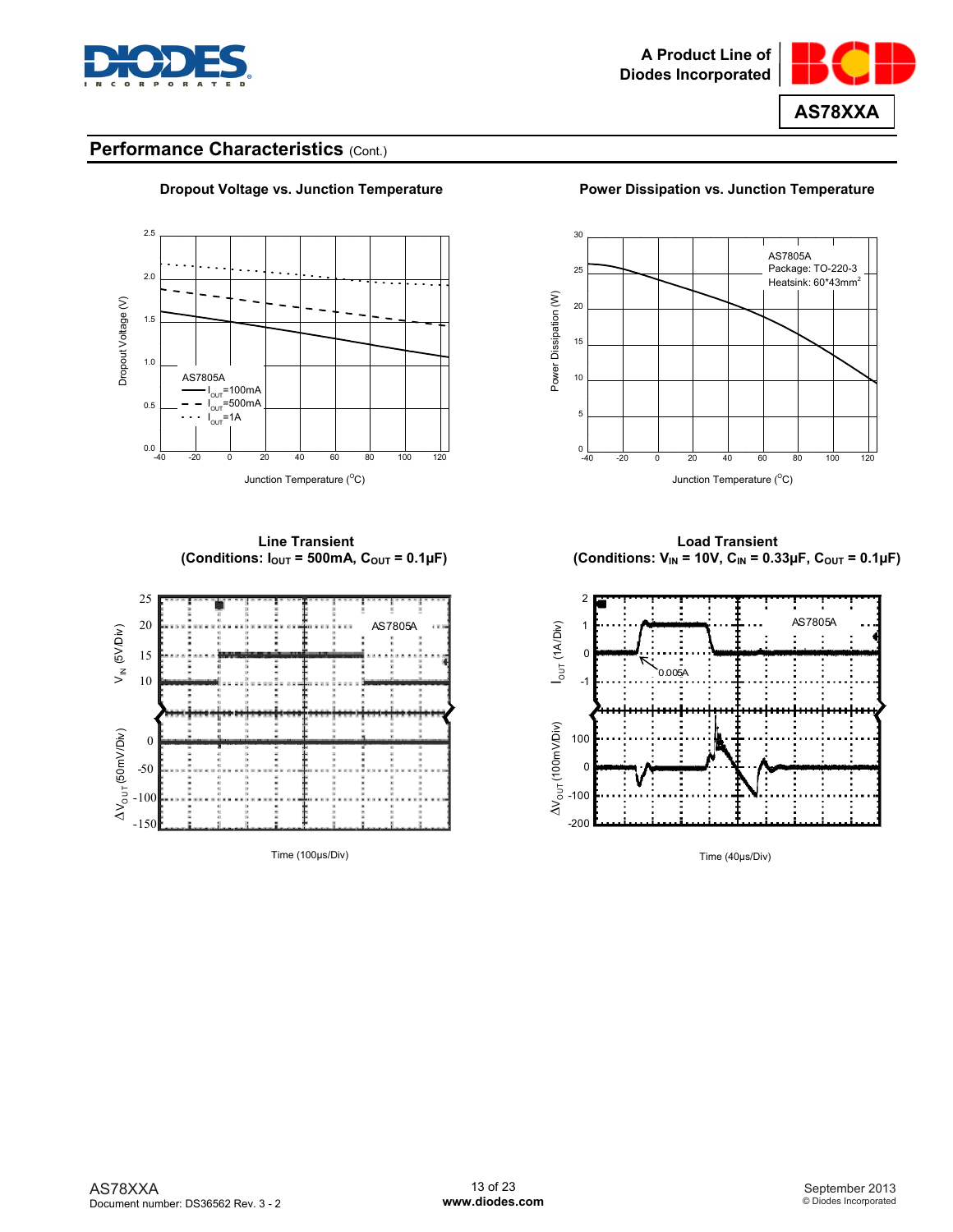## Performance Characteristics (Cont.)

**Dropout Voltage vs. Junction Temperature**

AS7805A
$I_{OUT}$=100mA
$I_{OUT}$=500mA
$I_{OUT}$=1A

Dropout Voltage (V)

Junction Temperature (°C)

**Power Dissipation vs. Junction Temperature**

AS7805A
Package: TO-220-3
Heatsink: 60*43mm²

Power Dissipation (W)

Junction Temperature (°C)

**Line Transient**
**(Conditions: $I_{OUT}$ = 500mA, $C_{OUT}$ = 0.1μF)**

AS7805A

$V_{IN}$ (5V/Div)

$\Delta V_{OUT}$ (50mV/Div)

Time (100μs/Div)

**Load Transient**
**(Conditions: $V_{IN}$ = 10V, $C_{IN}$ = 0.33μF, $C_{OUT}$ = 0.1μF)**

AS7805A

0.005A

$I_{OUT}$ (1A/Div)

$\Delta V_{OUT}$ (100mV/Div)

Time (40μs/Div)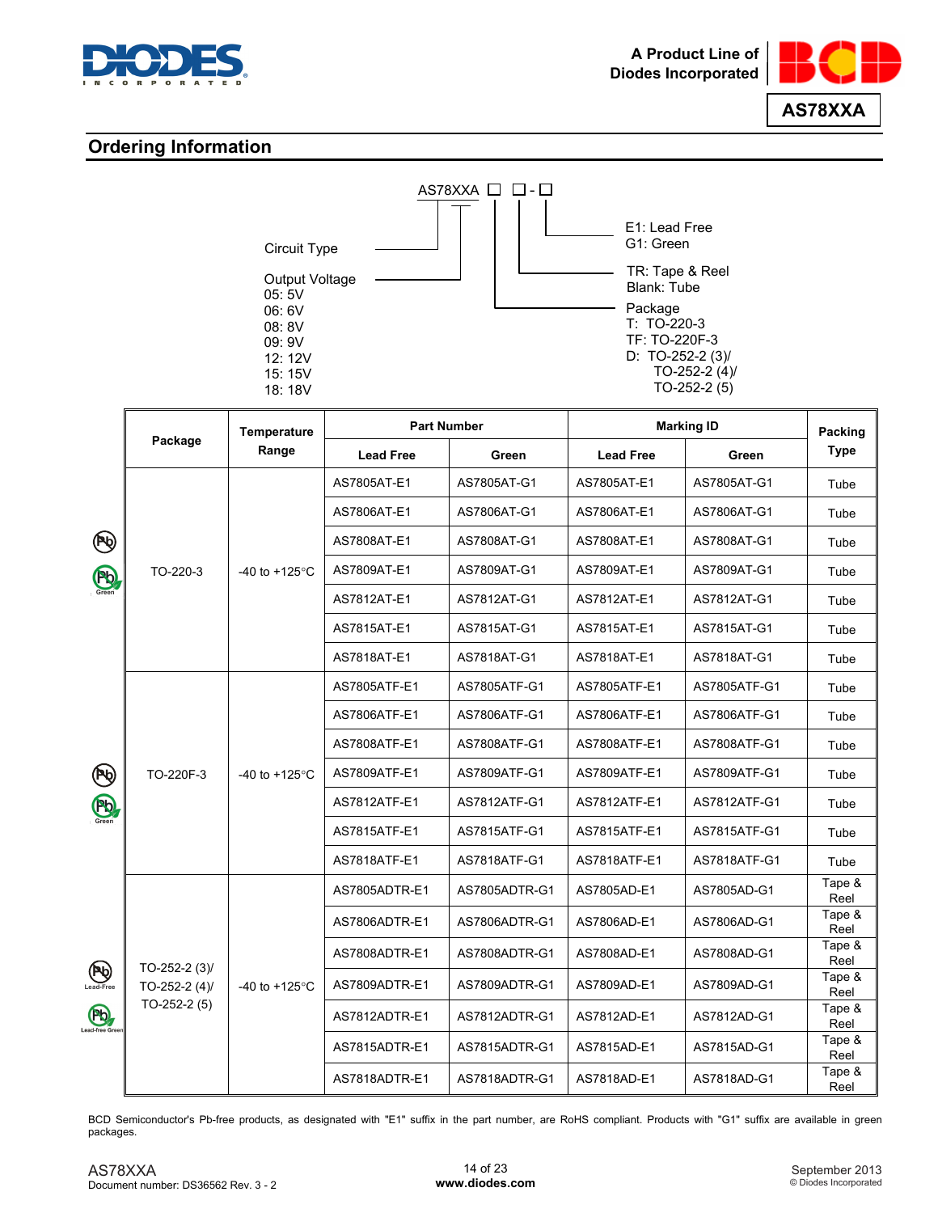## Ordering Information

```
AS78XXA □ □-□
```

- Circuit Type
- Output Voltage
  - 05: 5V
  - 06: 6V
  - 08: 8V
  - 09: 9V
  - 12: 12V
  - 15: 15V
  - 18: 18V
- Package
  - T: TO-220-3
  - TF: TO-220F-3
  - D: TO-252-2 (3)/ TO-252-2 (4)/ TO-252-2 (5)
- TR: Tape & Reel
  Blank: Tube
- E1: Lead Free
  G1: Green

| Package | Temperature Range | Part Number | | Marking ID | | Packing Type |
|---|---|---|---|---|---|---|
| | | Lead Free | Green | Lead Free | Green | |
| TO-220-3 | -40 to +125°C | AS7805AT-E1 | AS7805AT-G1 | AS7805AT-E1 | AS7805AT-G1 | Tube |
| | | AS7806AT-E1 | AS7806AT-G1 | AS7806AT-E1 | AS7806AT-G1 | Tube |
| | | AS7808AT-E1 | AS7808AT-G1 | AS7808AT-E1 | AS7808AT-G1 | Tube |
| | | AS7809AT-E1 | AS7809AT-G1 | AS7809AT-E1 | AS7809AT-G1 | Tube |
| | | AS7812AT-E1 | AS7812AT-G1 | AS7812AT-E1 | AS7812AT-G1 | Tube |
| | | AS7815AT-E1 | AS7815AT-G1 | AS7815AT-E1 | AS7815AT-G1 | Tube |
| | | AS7818AT-E1 | AS7818AT-G1 | AS7818AT-E1 | AS7818AT-G1 | Tube |
| TO-220F-3 | -40 to +125°C | AS7805ATF-E1 | AS7805ATF-G1 | AS7805ATF-E1 | AS7805ATF-G1 | Tube |
| | | AS7806ATF-E1 | AS7806ATF-G1 | AS7806ATF-E1 | AS7806ATF-G1 | Tube |
| | | AS7808ATF-E1 | AS7808ATF-G1 | AS7808ATF-E1 | AS7808ATF-G1 | Tube |
| | | AS7809ATF-E1 | AS7809ATF-G1 | AS7809ATF-E1 | AS7809ATF-G1 | Tube |
| | | AS7812ATF-E1 | AS7812ATF-G1 | AS7812ATF-E1 | AS7812ATF-G1 | Tube |
| | | AS7815ATF-E1 | AS7815ATF-G1 | AS7815ATF-E1 | AS7815ATF-G1 | Tube |
| | | AS7818ATF-E1 | AS7818ATF-G1 | AS7818ATF-E1 | AS7818ATF-G1 | Tube |
| TO-252-2 (3)/ TO-252-2 (4)/ TO-252-2 (5) | -40 to +125°C | AS7805ADTR-E1 | AS7805ADTR-G1 | AS7805AD-E1 | AS7805AD-G1 | Tape & Reel |
| | | AS7806ADTR-E1 | AS7806ADTR-G1 | AS7806AD-E1 | AS7806AD-G1 | Tape & Reel |
| | | AS7808ADTR-E1 | AS7808ADTR-G1 | AS7808AD-E1 | AS7808AD-G1 | Tape & Reel |
| | | AS7809ADTR-E1 | AS7809ADTR-G1 | AS7809AD-E1 | AS7809AD-G1 | Tape & Reel |
| | | AS7812ADTR-E1 | AS7812ADTR-G1 | AS7812AD-E1 | AS7812AD-G1 | Tape & Reel |
| | | AS7815ADTR-E1 | AS7815ADTR-G1 | AS7815AD-E1 | AS7815AD-G1 | Tape & Reel |
| | | AS7818ADTR-E1 | AS7818ADTR-G1 | AS7818AD-E1 | AS7818AD-G1 | Tape & Reel |

BCD Semiconductor's Pb-free products, as designated with "E1" suffix in the part number, are RoHS compliant. Products with "G1" suffix are available in green packages.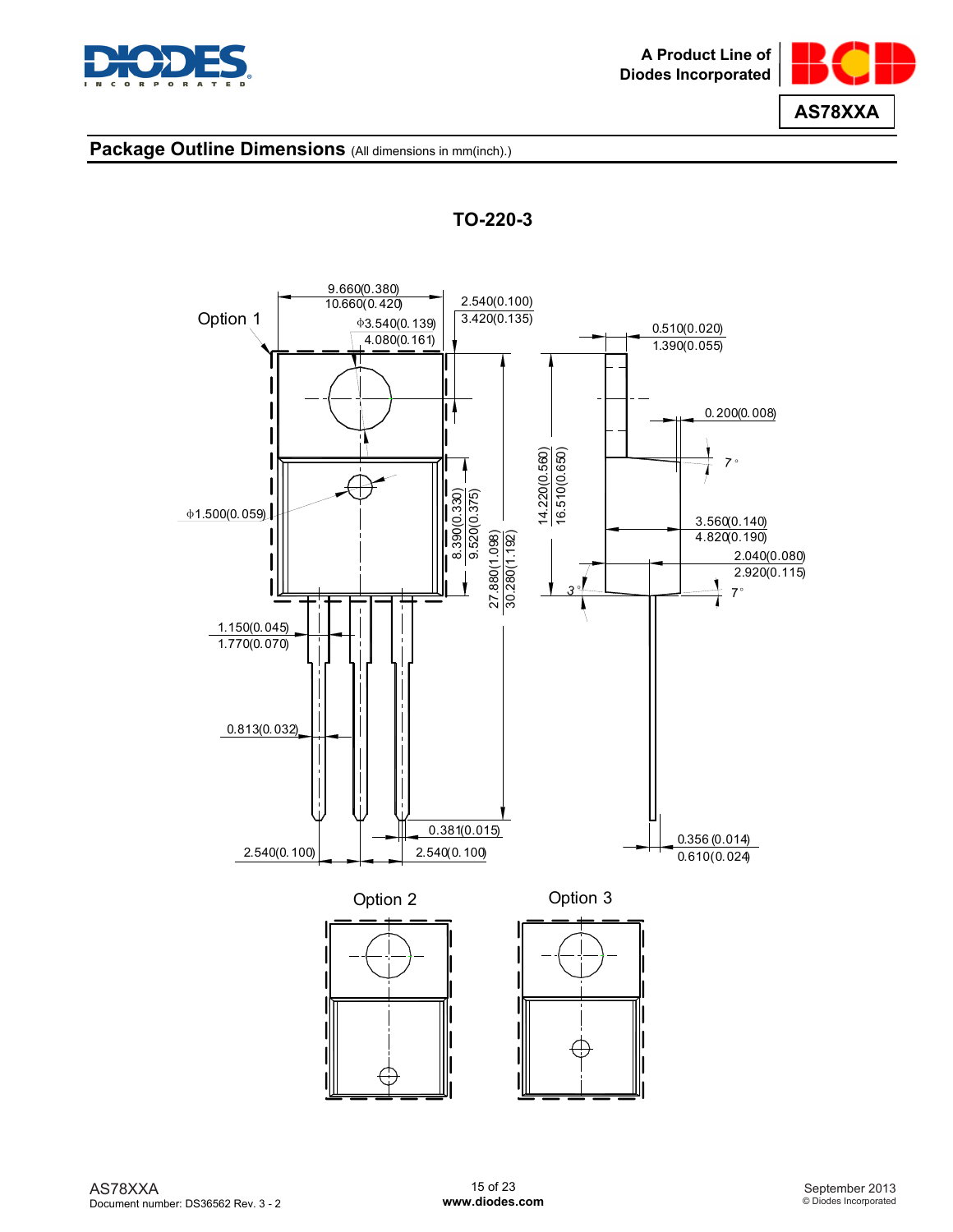## Package Outline Dimensions (All dimensions in mm(inch).)

### TO-220-3

Option 1

9.660(0.380)
10.660(0.420)

2.540(0.100)
3.420(0.135)

Φ3.540(0.139)
4.080(0.161)

0.510(0.020)
1.390(0.055)

0.200(0.008)

7°

Φ1.500(0.059)

8.390(0.330)
9.520(0.375)

27.880(1.098)
30.280(1.192)

14.220(0.560)
16.510(0.650)

3.560(0.140)
4.820(0.190)

2.040(0.080)
2.920(0.115)

3°

7°

1.150(0.045)
1.770(0.070)

0.813(0.032)

0.381(0.015)

2.540(0.100)

2.540(0.100)

0.356(0.014)
0.610(0.024)

Option 2

Option 3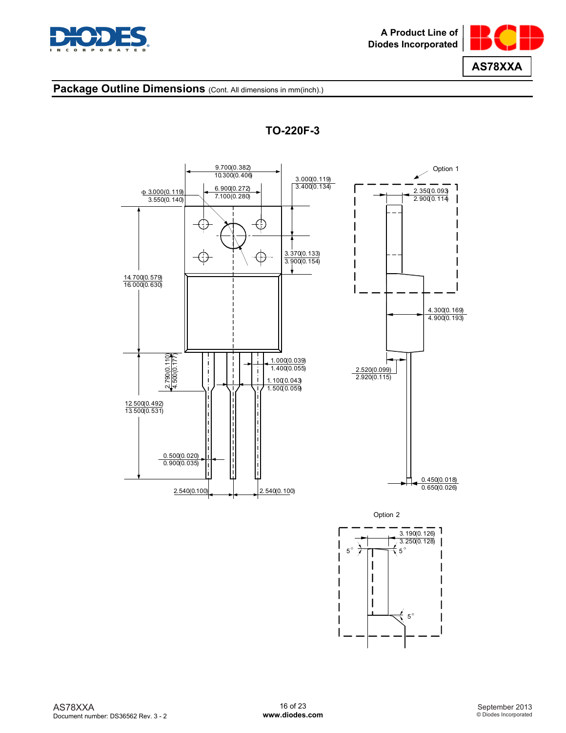## Package Outline Dimensions (Cont. All dimensions in mm(inch).)

### TO-220F-3

9.700(0.382)
10.300(0.406)

6.900(0.272)
7.100(0.280)

3.000(0.119)
3.400(0.134)

Φ 3.000(0.119)
3.550(0.140)

3.370(0.133)
3.900(0.154)

14.700(0.579)
16.000(0.630)

2.790(0.110)
4.500(0.177)

1.000(0.039)
1.400(0.055)

1.100(0.043)
1.500(0.059)

12.500(0.492)
13.500(0.531)

0.500(0.020)
0.900(0.035)

2.540(0.100)

2.540(0.100)

Option 1

2.350(0.093)
2.900(0.114)

4.300(0.169)
4.900(0.193)

2.520(0.099)
2.920(0.115)

0.450(0.018)
0.650(0.026)

Option 2

3.190(0.126)
3.250(0.128)

5°

5°

5°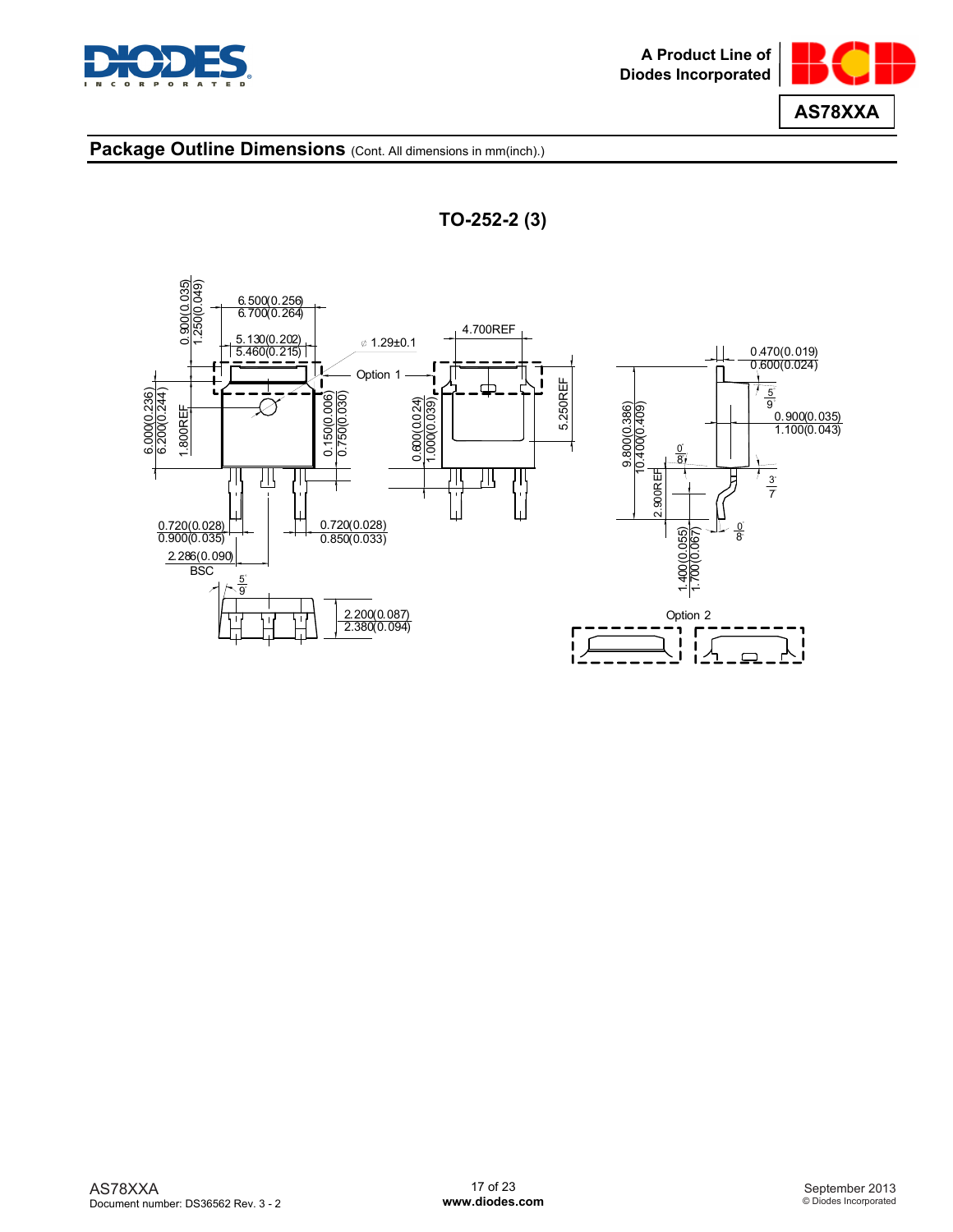## Package Outline Dimensions (Cont. All dimensions in mm(inch).)

### TO-252-2 (3)

6.500(0.256)
6.700(0.264)

0.900(0.035)
1.250(0.049)

5.130(0.202)
5.460(0.215)

⌀ 1.29±0.1

Option 1

4.700REF

5.250REF

6.000(0.236)
6.200(0.244)

1.800REF

0.150(0.006)
0.750(0.030)

0.600(0.024)
1.000(0.039)

0.720(0.028)
0.900(0.035)

0.720(0.028)
0.850(0.033)

2.286(0.090)
BSC

5°
9°

2.200(0.087)
2.380(0.094)

0.470(0.019)
0.600(0.024)

5°
9°

0.900(0.035)
1.100(0.043)

9.800(0.386)
10.400(0.409)

0°
8°

2.900REF

3°
7°

0°
8°

1.400(0.055)
1.700(0.067)

Option 2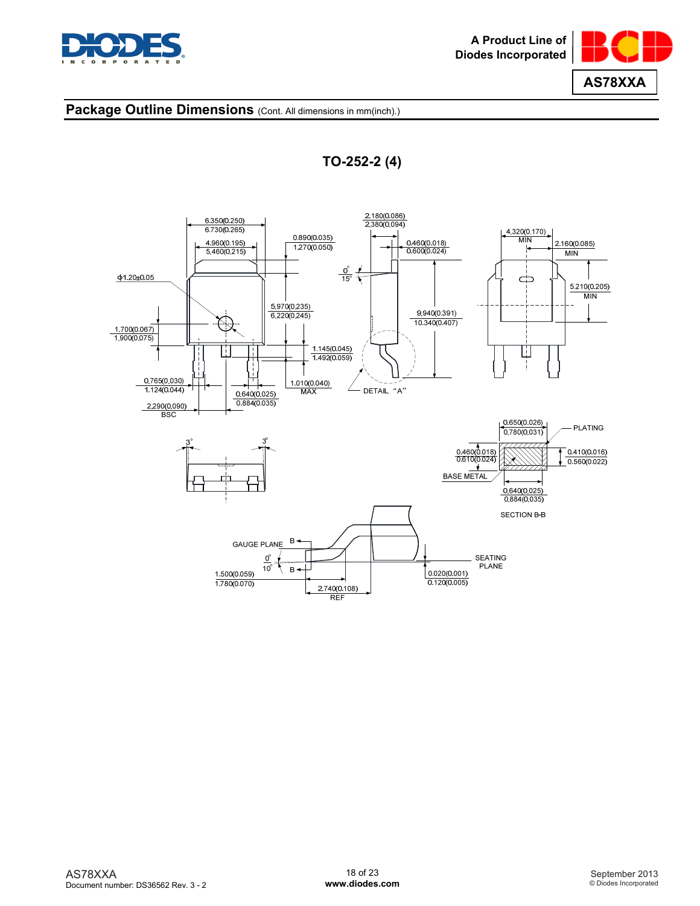## Package Outline Dimensions (Cont. All dimensions in mm(inch).)

### TO-252-2 (4)

6.350(0.250)
6.730(0.265)

4.960(0.195)
5.460(0.215)

0.890(0.035)
1.270(0.050)

2.180(0.086)
2.380(0.094)

0.460(0.018)
0.600(0.024)

4.320(0.170)
MIN

2.160(0.085)
MIN

ϕ1.20±0.05

0°
15°

5.210(0.205)
MIN

5.970(0.235)
6.220(0.245)

9.940(0.391)
10.340(0.407)

1.700(0.067)
1.900(0.075)

1.145(0.045)
1.492(0.059)

0.765(0.030)
1.124(0.044)

1.010(0.040)
MAX

DETAIL "A"

0.640(0.025)
0.884(0.035)

2.290(0.090)
BSC

0.650(0.026)
0.780(0.031)

PLATING

3°

3°

0.460(0.018)
0.610(0.024)

0.410(0.016)
0.560(0.022)

BASE METAL

0.640(0.025)
0.884(0.035)

SECTION B-B

GAUGE PLANE

B

0°
10°

B

SEATING
PLANE

1.500(0.059)
1.780(0.070)

2.740(0.108)
REF

0.020(0.001)
0.120(0.005)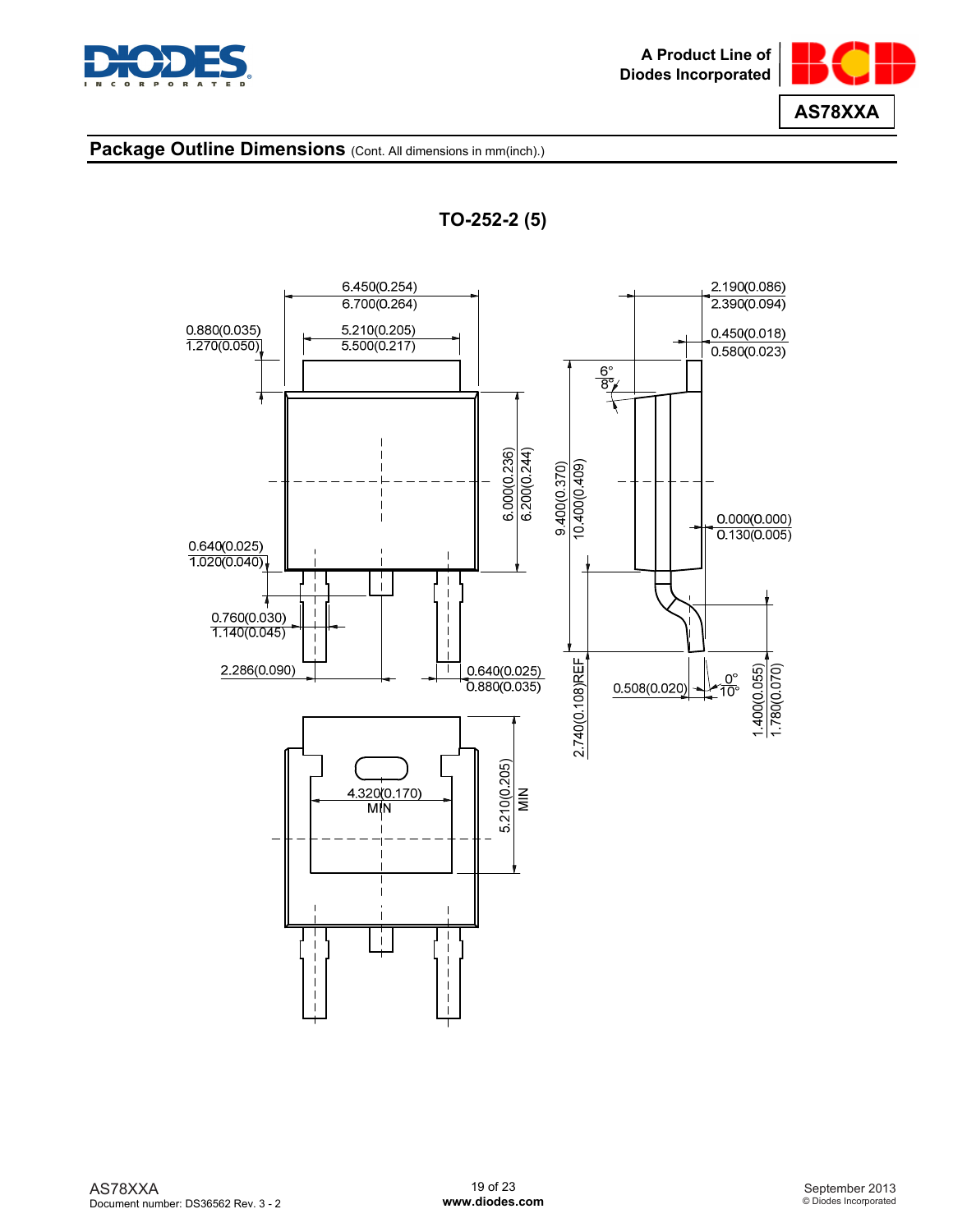## Package Outline Dimensions (Cont. All dimensions in mm(inch).)

### TO-252-2 (5)

6.450(0.254)
6.700(0.264)

5.210(0.205)
5.500(0.217)

0.880(0.035)
1.270(0.050)

6.000(0.236)
6.200(0.244)

0.640(0.025)
1.020(0.040)

0.760(0.030)
1.140(0.045)

2.286(0.090)

0.640(0.025)
0.880(0.035)

9.400(0.370)
10.400(0.409)

2.740(0.108)REF

6°
8°

2.190(0.086)
2.390(0.094)

0.450(0.018)
0.580(0.023)

0.000(0.000)
0.130(0.005)

0.508(0.020)

0°
10°

1.400(0.055)
1.780(0.070)

4.320(0.170)
MIN

5.210(0.205)
MIN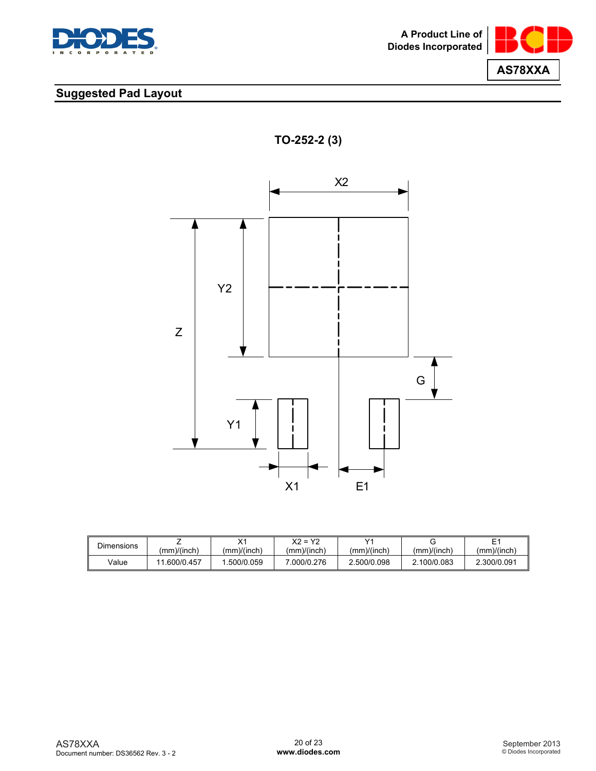## Suggested Pad Layout

**TO-252-2 (3)**

| Dimensions | Z (mm)/(inch) | X1 (mm)/(inch) | X2 = Y2 (mm)/(inch) | Y1 (mm)/(inch) | G (mm)/(inch) | E1 (mm)/(inch) |
|---|---|---|---|---|---|---|
| Value | 11.600/0.457 | 1.500/0.059 | 7.000/0.276 | 2.500/0.098 | 2.100/0.083 | 2.300/0.091 |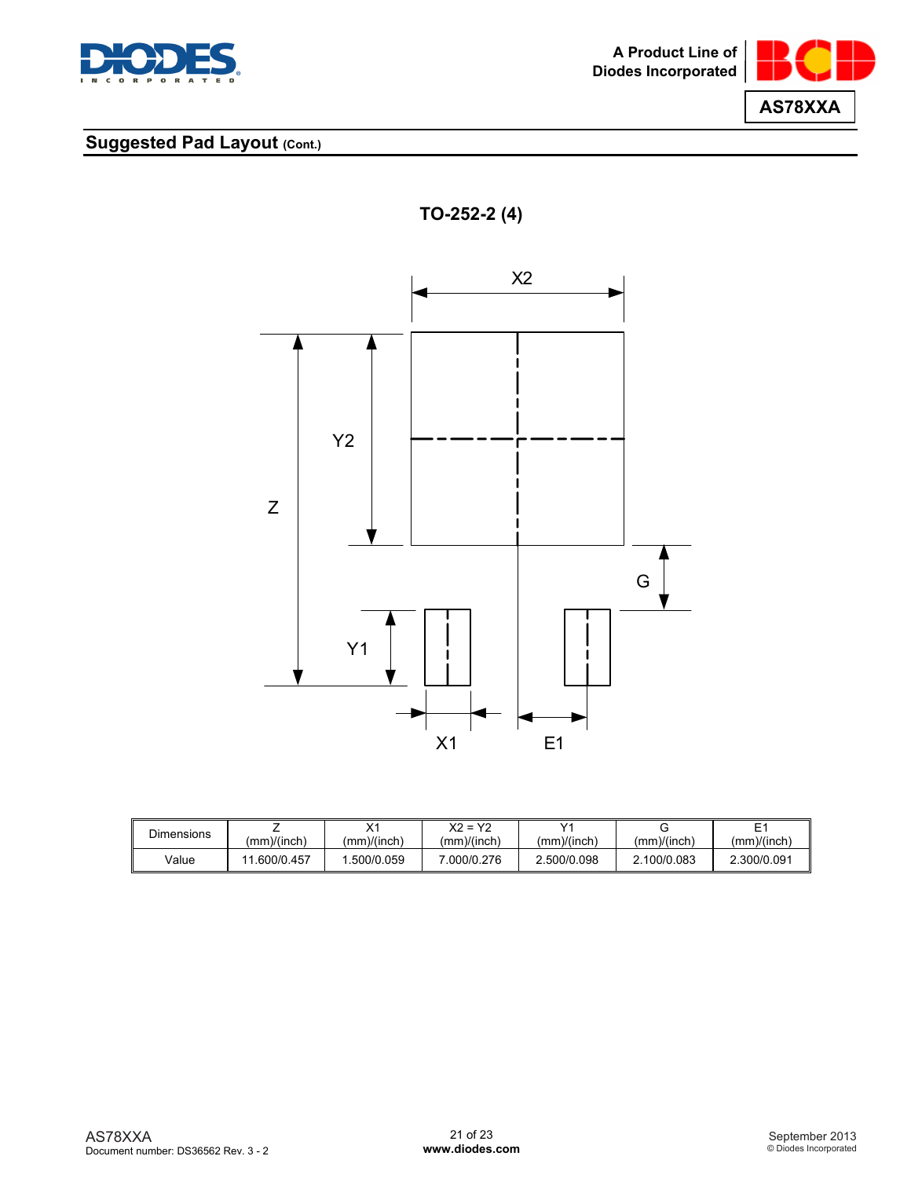## Suggested Pad Layout (Cont.)

**TO-252-2 (4)**

| Dimensions | Z (mm)/(inch) | X1 (mm)/(inch) | X2 = Y2 (mm)/(inch) | Y1 (mm)/(inch) | G (mm)/(inch) | E1 (mm)/(inch) |
|---|---|---|---|---|---|---|
| Value | 11.600/0.457 | 1.500/0.059 | 7.000/0.276 | 2.500/0.098 | 2.100/0.083 | 2.300/0.091 |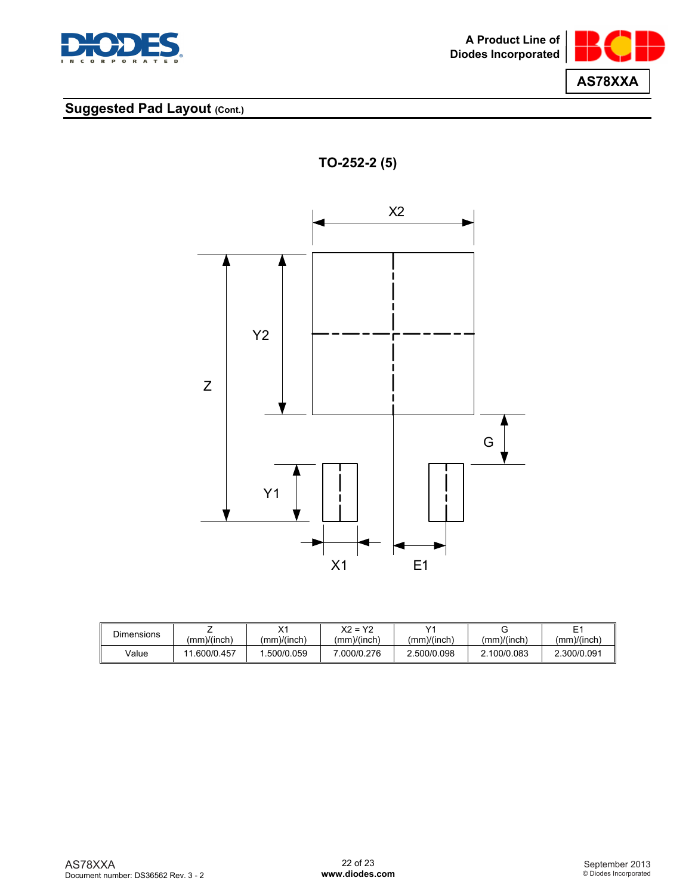## Suggested Pad Layout (Cont.)

**TO-252-2 (5)**

| Dimensions | Z (mm)/(inch) | X1 (mm)/(inch) | X2 = Y2 (mm)/(inch) | Y1 (mm)/(inch) | G (mm)/(inch) | E1 (mm)/(inch) |
|---|---|---|---|---|---|---|
| Value | 11.600/0.457 | 1.500/0.059 | 7.000/0.276 | 2.500/0.098 | 2.100/0.083 | 2.300/0.091 |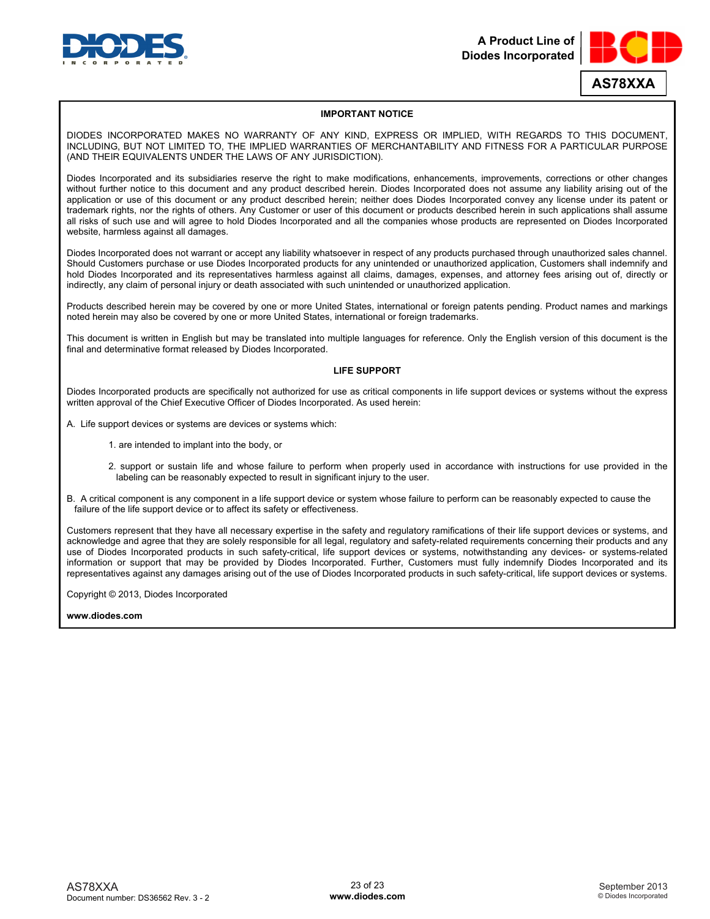## IMPORTANT NOTICE

DIODES INCORPORATED MAKES NO WARRANTY OF ANY KIND, EXPRESS OR IMPLIED, WITH REGARDS TO THIS DOCUMENT, INCLUDING, BUT NOT LIMITED TO, THE IMPLIED WARRANTIES OF MERCHANTABILITY AND FITNESS FOR A PARTICULAR PURPOSE (AND THEIR EQUIVALENTS UNDER THE LAWS OF ANY JURISDICTION).

Diodes Incorporated and its subsidiaries reserve the right to make modifications, enhancements, improvements, corrections or other changes without further notice to this document and any product described herein. Diodes Incorporated does not assume any liability arising out of the application or use of this document or any product described herein; neither does Diodes Incorporated convey any license under its patent or trademark rights, nor the rights of others. Any Customer or user of this document or products described herein in such applications shall assume all risks of such use and will agree to hold Diodes Incorporated and all the companies whose products are represented on Diodes Incorporated website, harmless against all damages.

Diodes Incorporated does not warrant or accept any liability whatsoever in respect of any products purchased through unauthorized sales channel. Should Customers purchase or use Diodes Incorporated products for any unintended or unauthorized application, Customers shall indemnify and hold Diodes Incorporated and its representatives harmless against all claims, damages, expenses, and attorney fees arising out of, directly or indirectly, any claim of personal injury or death associated with such unintended or unauthorized application.

Products described herein may be covered by one or more United States, international or foreign patents pending. Product names and markings noted herein may also be covered by one or more United States, international or foreign trademarks.

This document is written in English but may be translated into multiple languages for reference. Only the English version of this document is the final and determinative format released by Diodes Incorporated.

## LIFE SUPPORT

Diodes Incorporated products are specifically not authorized for use as critical components in life support devices or systems without the express written approval of the Chief Executive Officer of Diodes Incorporated. As used herein:

A. Life support devices or systems are devices or systems which:

1. are intended to implant into the body, or

2. support or sustain life and whose failure to perform when properly used in accordance with instructions for use provided in the labeling can be reasonably expected to result in significant injury to the user.

B. A critical component is any component in a life support device or system whose failure to perform can be reasonably expected to cause the failure of the life support device or to affect its safety or effectiveness.

Customers represent that they have all necessary expertise in the safety and regulatory ramifications of their life support devices or systems, and acknowledge and agree that they are solely responsible for all legal, regulatory and safety-related requirements concerning their products and any use of Diodes Incorporated products in such safety-critical, life support devices or systems, notwithstanding any devices- or systems-related information or support that may be provided by Diodes Incorporated. Further, Customers must fully indemnify Diodes Incorporated and its representatives against any damages arising out of the use of Diodes Incorporated products in such safety-critical, life support devices or systems.

Copyright © 2013, Diodes Incorporated

**www.diodes.com**